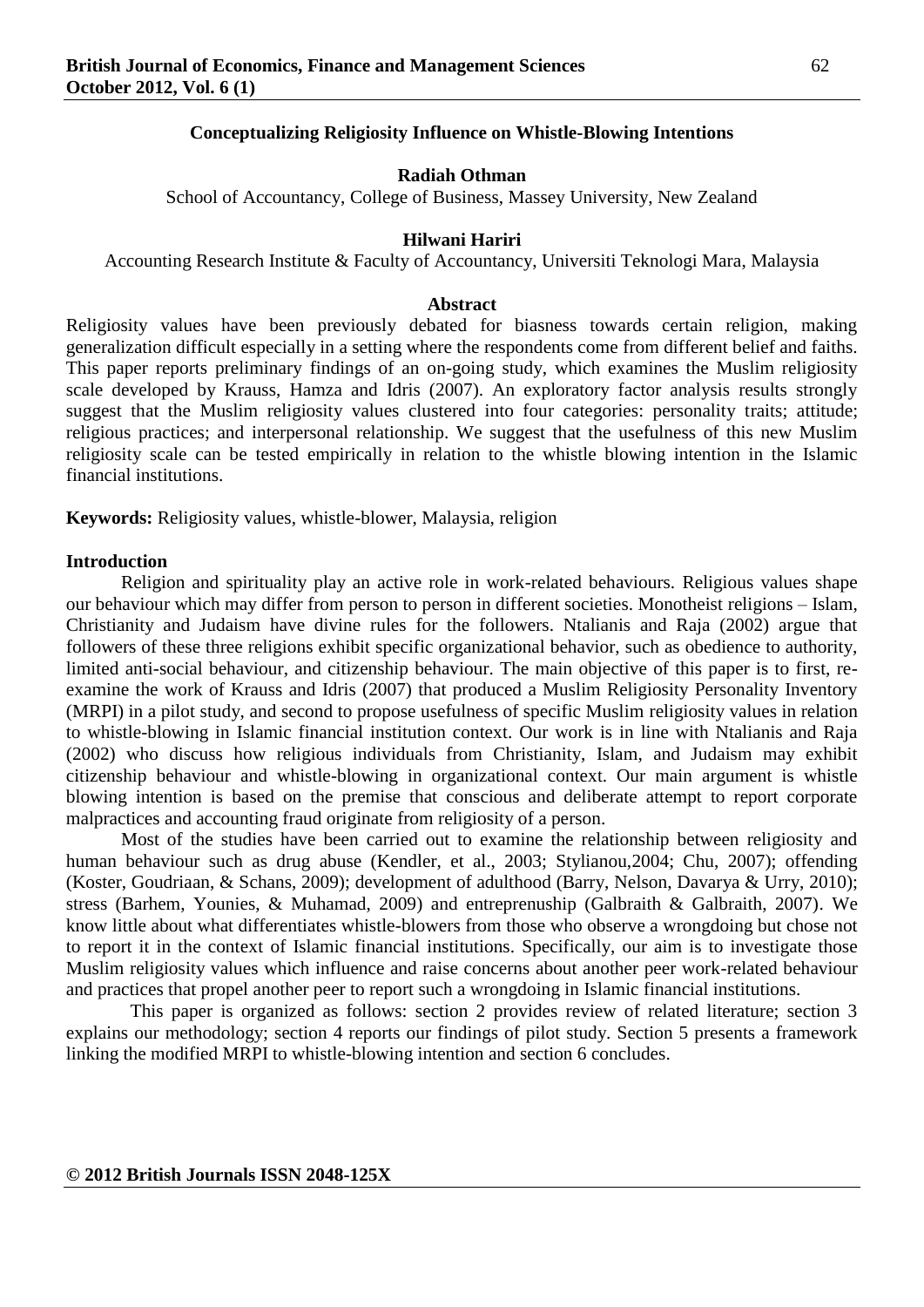# Conceptualizing Religiosity Influence on Whistle-Blowing Intentions

**Radiah Othman**

School of Accountancy, College of Business, Massey University, New Zealand

**Hilwani Hariri**

Accounting Research Institute & Faculty of Accountancy, Universiti Teknologi Mara, Malaysia

## Abstract

Religiosity values have been previously debated for biasness towards certain religion, making generalization difficult especially in a setting where the respondents come from different belief and faiths. This paper reports preliminary findings of an on-going study, which examines the Muslim religiosity scale developed by Krauss, Hamza and Idris (2007). An exploratory factor analysis results strongly suggest that the Muslim religiosity values clustered into four categories: personality traits; attitude; religious practices; and interpersonal relationship. We suggest that the usefulness of this new Muslim religiosity scale can be tested empirically in relation to the whistle blowing intention in the Islamic financial institutions.

**Keywords:** Religiosity values, whistle-blower, Malaysia, religion

## Introduction

Religion and spirituality play an active role in work-related behaviours. Religious values shape our behaviour which may differ from person to person in different societies. Monotheist religions – Islam, Christianity and Judaism have divine rules for the followers. Ntalianis and Raja (2002) argue that followers of these three religions exhibit specific organizational behavior, such as obedience to authority, limited anti-social behaviour, and citizenship behaviour. The main objective of this paper is to first, re-examine the work of Krauss and Idris (2007) that produced a Muslim Religiosity Personality Inventory (MRPI) in a pilot study, and second to propose usefulness of specific Muslim religiosity values in relation to whistle-blowing in Islamic financial institution context. Our work is in line with Ntalianis and Raja (2002) who discuss how religious individuals from Christianity, Islam, and Judaism may exhibit citizenship behaviour and whistle-blowing in organizational context. Our main argument is whistle blowing intention is based on the premise that conscious and deliberate attempt to report corporate malpractices and accounting fraud originate from religiosity of a person.

Most of the studies have been carried out to examine the relationship between religiosity and human behaviour such as drug abuse (Kendler, et al., 2003; Stylianou,2004; Chu, 2007); offending (Koster, Goudriaan, & Schans, 2009); development of adulthood (Barry, Nelson, Davarya & Urry, 2010); stress (Barhem, Younies, & Muhamad, 2009) and entreprenuship (Galbraith & Galbraith, 2007). We know little about what differentiates whistle-blowers from those who observe a wrongdoing but chose not to report it in the context of Islamic financial institutions. Specifically, our aim is to investigate those Muslim religiosity values which influence and raise concerns about another peer work-related behaviour and practices that propel another peer to report such a wrongdoing in Islamic financial institutions.

This paper is organized as follows: section 2 provides review of related literature; section 3 explains our methodology; section 4 reports our findings of pilot study. Section 5 presents a framework linking the modified MRPI to whistle-blowing intention and section 6 concludes.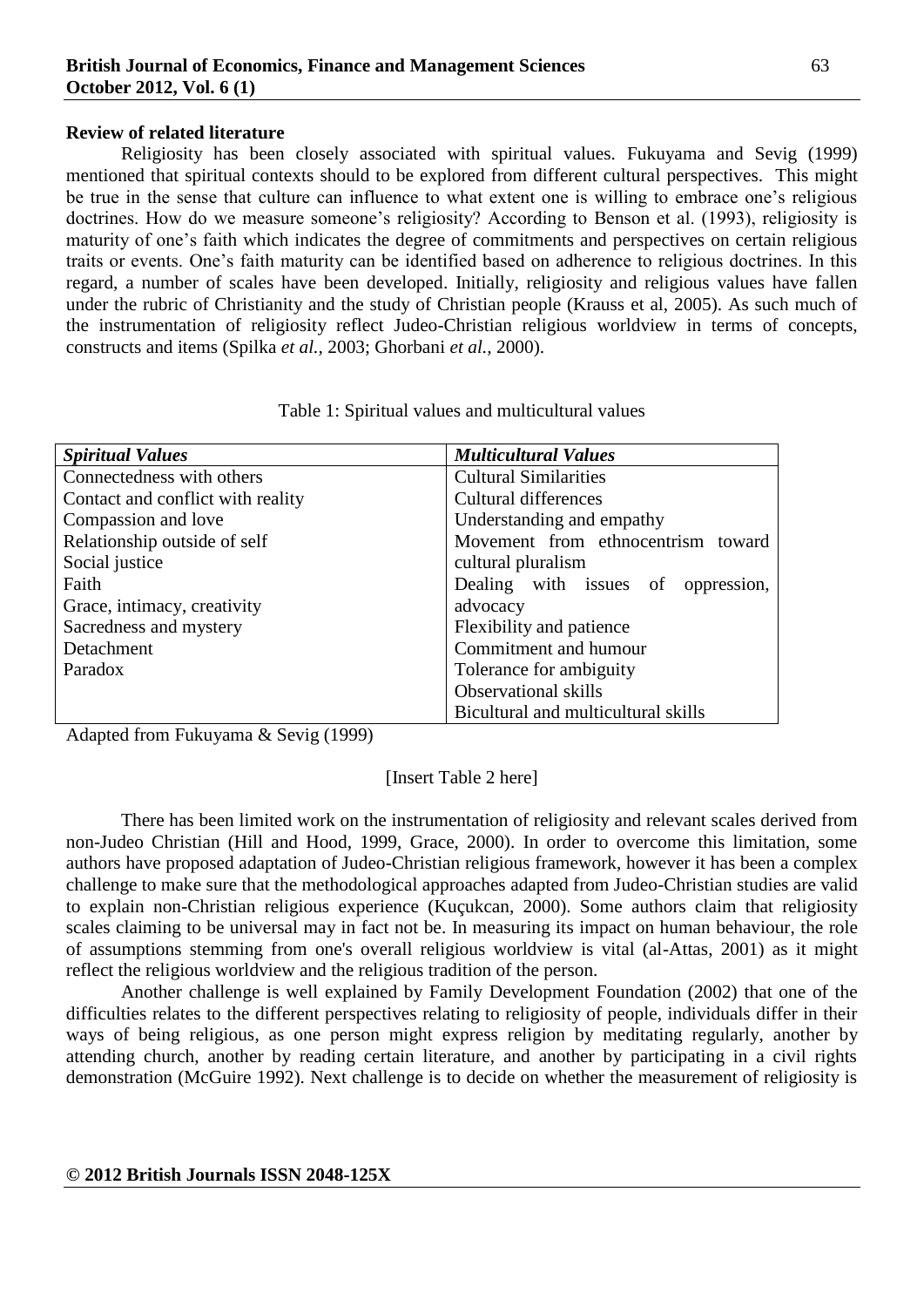**Review of related literature**

Religiosity has been closely associated with spiritual values. Fukuyama and Sevig (1999) mentioned that spiritual contexts should to be explored from different cultural perspectives. This might be true in the sense that culture can influence to what extent one is willing to embrace one's religious doctrines. How do we measure someone's religiosity? According to Benson et al. (1993), religiosity is maturity of one's faith which indicates the degree of commitments and perspectives on certain religious traits or events. One's faith maturity can be identified based on adherence to religious doctrines. In this regard, a number of scales have been developed. Initially, religiosity and religious values have fallen under the rubric of Christianity and the study of Christian people (Krauss et al, 2005). As such much of the instrumentation of religiosity reflect Judeo-Christian religious worldview in terms of concepts, constructs and items (Spilka *et al.,* 2003; Ghorbani *et al.,* 2000).

Table 1: Spiritual values and multicultural values

| *Spiritual Values* | *Multicultural Values* |
|---|---|
| Connectedness with others | Cultural Similarities |
| Contact and conflict with reality | Cultural differences |
| Compassion and love | Understanding and empathy |
| Relationship outside of self | Movement from ethnocentrism toward cultural pluralism |
| Social justice | Dealing with issues of oppression, advocacy |
| Faith | Flexibility and patience |
| Grace, intimacy, creativity | Commitment and humour |
| Sacredness and mystery | Tolerance for ambiguity |
| Detachment | Observational skills |
| Paradox | Bicultural and multicultural skills |

Adapted from Fukuyama & Sevig (1999)

[Insert Table 2 here]

There has been limited work on the instrumentation of religiosity and relevant scales derived from non-Judeo Christian (Hill and Hood, 1999, Grace, 2000). In order to overcome this limitation, some authors have proposed adaptation of Judeo-Christian religious framework, however it has been a complex challenge to make sure that the methodological approaches adapted from Judeo-Christian studies are valid to explain non-Christian religious experience (Kuçukcan, 2000). Some authors claim that religiosity scales claiming to be universal may in fact not be. In measuring its impact on human behaviour, the role of assumptions stemming from one's overall religious worldview is vital (al-Attas, 2001) as it might reflect the religious worldview and the religious tradition of the person.

Another challenge is well explained by Family Development Foundation (2002) that one of the difficulties relates to the different perspectives relating to religiosity of people, individuals differ in their ways of being religious, as one person might express religion by meditating regularly, another by attending church, another by reading certain literature, and another by participating in a civil rights demonstration (McGuire 1992). Next challenge is to decide on whether the measurement of religiosity is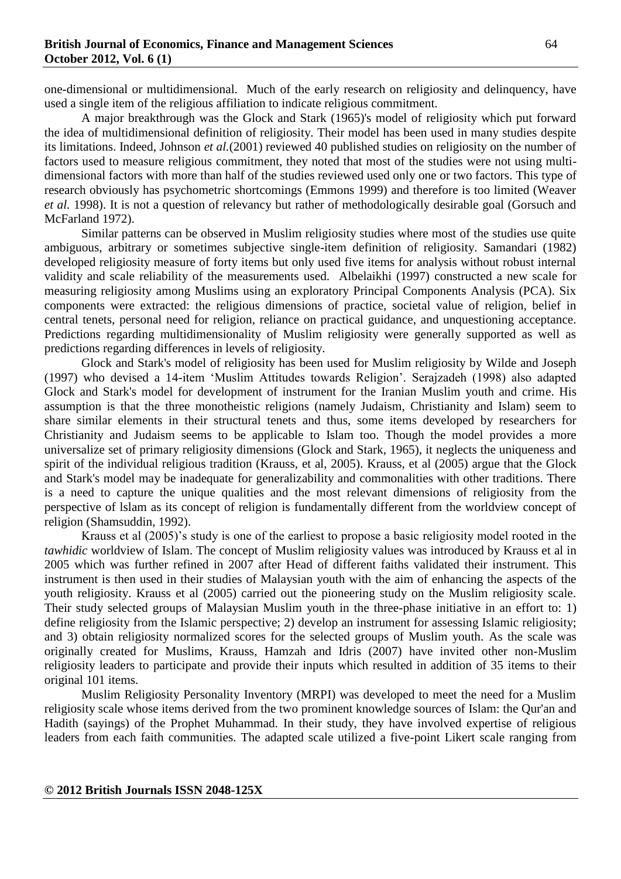one-dimensional or multidimensional. Much of the early research on religiosity and delinquency, have used a single item of the religious affiliation to indicate religious commitment.

A major breakthrough was the Glock and Stark (1965)'s model of religiosity which put forward the idea of multidimensional definition of religiosity. Their model has been used in many studies despite its limitations. Indeed, Johnson *et al.*(2001) reviewed 40 published studies on religiosity on the number of factors used to measure religious commitment, they noted that most of the studies were not using multi-dimensional factors with more than half of the studies reviewed used only one or two factors. This type of research obviously has psychometric shortcomings (Emmons 1999) and therefore is too limited (Weaver *et al.* 1998). It is not a question of relevancy but rather of methodologically desirable goal (Gorsuch and McFarland 1972).

Similar patterns can be observed in Muslim religiosity studies where most of the studies use quite ambiguous, arbitrary or sometimes subjective single-item definition of religiosity. Samandari (1982) developed religiosity measure of forty items but only used five items for analysis without robust internal validity and scale reliability of the measurements used. Albelaikhi (1997) constructed a new scale for measuring religiosity among Muslims using an exploratory Principal Components Analysis (PCA). Six components were extracted: the religious dimensions of practice, societal value of religion, belief in central tenets, personal need for religion, reliance on practical guidance, and unquestioning acceptance. Predictions regarding multidimensionality of Muslim religiosity were generally supported as well as predictions regarding differences in levels of religiosity.

Glock and Stark's model of religiosity has been used for Muslim religiosity by Wilde and Joseph (1997) who devised a 14-item 'Muslim Attitudes towards Religion'. Serajzadeh (1998) also adapted Glock and Stark's model for development of instrument for the Iranian Muslim youth and crime. His assumption is that the three monotheistic religions (namely Judaism, Christianity and Islam) seem to share similar elements in their structural tenets and thus, some items developed by researchers for Christianity and Judaism seems to be applicable to Islam too. Though the model provides a more universalize set of primary religiosity dimensions (Glock and Stark, 1965), it neglects the uniqueness and spirit of the individual religious tradition (Krauss, et al, 2005). Krauss, et al (2005) argue that the Glock and Stark's model may be inadequate for generalizability and commonalities with other traditions. There is a need to capture the unique qualities and the most relevant dimensions of religiosity from the perspective of lslam as its concept of religion is fundamentally different from the worldview concept of religion (Shamsuddin, 1992).

Krauss et al (2005)'s study is one of the earliest to propose a basic religiosity model rooted in the *tawhidic* worldview of Islam. The concept of Muslim religiosity values was introduced by Krauss et al in 2005 which was further refined in 2007 after Head of different faiths validated their instrument. This instrument is then used in their studies of Malaysian youth with the aim of enhancing the aspects of the youth religiosity. Krauss et al (2005) carried out the pioneering study on the Muslim religiosity scale. Their study selected groups of Malaysian Muslim youth in the three-phase initiative in an effort to: 1) define religiosity from the Islamic perspective; 2) develop an instrument for assessing Islamic religiosity; and 3) obtain religiosity normalized scores for the selected groups of Muslim youth. As the scale was originally created for Muslims, Krauss, Hamzah and Idris (2007) have invited other non-Muslim religiosity leaders to participate and provide their inputs which resulted in addition of 35 items to their original 101 items.

Muslim Religiosity Personality Inventory (MRPI) was developed to meet the need for a Muslim religiosity scale whose items derived from the two prominent knowledge sources of Islam: the Qur'an and Hadith (sayings) of the Prophet Muhammad. In their study, they have involved expertise of religious leaders from each faith communities. The adapted scale utilized a five-point Likert scale ranging from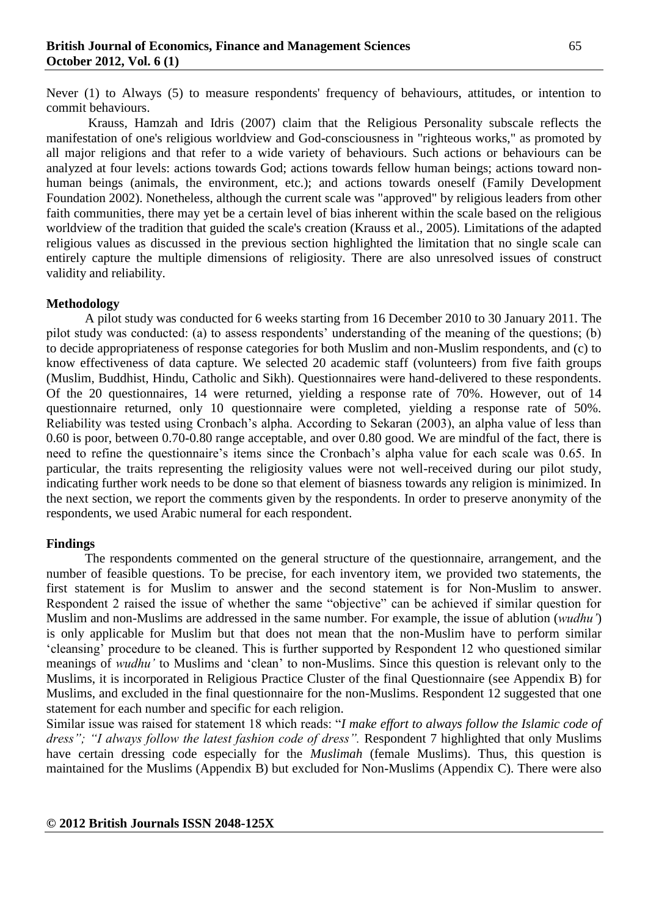Never (1) to Always (5) to measure respondents' frequency of behaviours, attitudes, or intention to commit behaviours.

Krauss, Hamzah and Idris (2007) claim that the Religious Personality subscale reflects the manifestation of one's religious worldview and God-consciousness in "righteous works," as promoted by all major religions and that refer to a wide variety of behaviours. Such actions or behaviours can be analyzed at four levels: actions towards God; actions towards fellow human beings; actions toward non-human beings (animals, the environment, etc.); and actions towards oneself (Family Development Foundation 2002). Nonetheless, although the current scale was "approved" by religious leaders from other faith communities, there may yet be a certain level of bias inherent within the scale based on the religious worldview of the tradition that guided the scale's creation (Krauss et al., 2005). Limitations of the adapted religious values as discussed in the previous section highlighted the limitation that no single scale can entirely capture the multiple dimensions of religiosity. There are also unresolved issues of construct validity and reliability.

**Methodology**

A pilot study was conducted for 6 weeks starting from 16 December 2010 to 30 January 2011. The pilot study was conducted: (a) to assess respondents' understanding of the meaning of the questions; (b) to decide appropriateness of response categories for both Muslim and non-Muslim respondents, and (c) to know effectiveness of data capture. We selected 20 academic staff (volunteers) from five faith groups (Muslim, Buddhist, Hindu, Catholic and Sikh). Questionnaires were hand-delivered to these respondents. Of the 20 questionnaires, 14 were returned, yielding a response rate of 70%. However, out of 14 questionnaire returned, only 10 questionnaire were completed, yielding a response rate of 50%. Reliability was tested using Cronbach's alpha. According to Sekaran (2003), an alpha value of less than 0.60 is poor, between 0.70-0.80 range acceptable, and over 0.80 good. We are mindful of the fact, there is need to refine the questionnaire's items since the Cronbach's alpha value for each scale was 0.65. In particular, the traits representing the religiosity values were not well-received during our pilot study, indicating further work needs to be done so that element of biasness towards any religion is minimized. In the next section, we report the comments given by the respondents. In order to preserve anonymity of the respondents, we used Arabic numeral for each respondent.

**Findings**

The respondents commented on the general structure of the questionnaire, arrangement, and the number of feasible questions. To be precise, for each inventory item, we provided two statements, the first statement is for Muslim to answer and the second statement is for Non-Muslim to answer. Respondent 2 raised the issue of whether the same "objective" can be achieved if similar question for Muslim and non-Muslims are addressed in the same number. For example, the issue of ablution (*wudhu'*) is only applicable for Muslim but that does not mean that the non-Muslim have to perform similar 'cleansing' procedure to be cleaned. This is further supported by Respondent 12 who questioned similar meanings of *wudhu'* to Muslims and 'clean' to non-Muslims. Since this question is relevant only to the Muslims, it is incorporated in Religious Practice Cluster of the final Questionnaire (see Appendix B) for Muslims, and excluded in the final questionnaire for the non-Muslims. Respondent 12 suggested that one statement for each number and specific for each religion.

Similar issue was raised for statement 18 which reads: "*I make effort to always follow the Islamic code of dress"; "I always follow the latest fashion code of dress".* Respondent 7 highlighted that only Muslims have certain dressing code especially for the *Muslimah* (female Muslims). Thus, this question is maintained for the Muslims (Appendix B) but excluded for Non-Muslims (Appendix C). There were also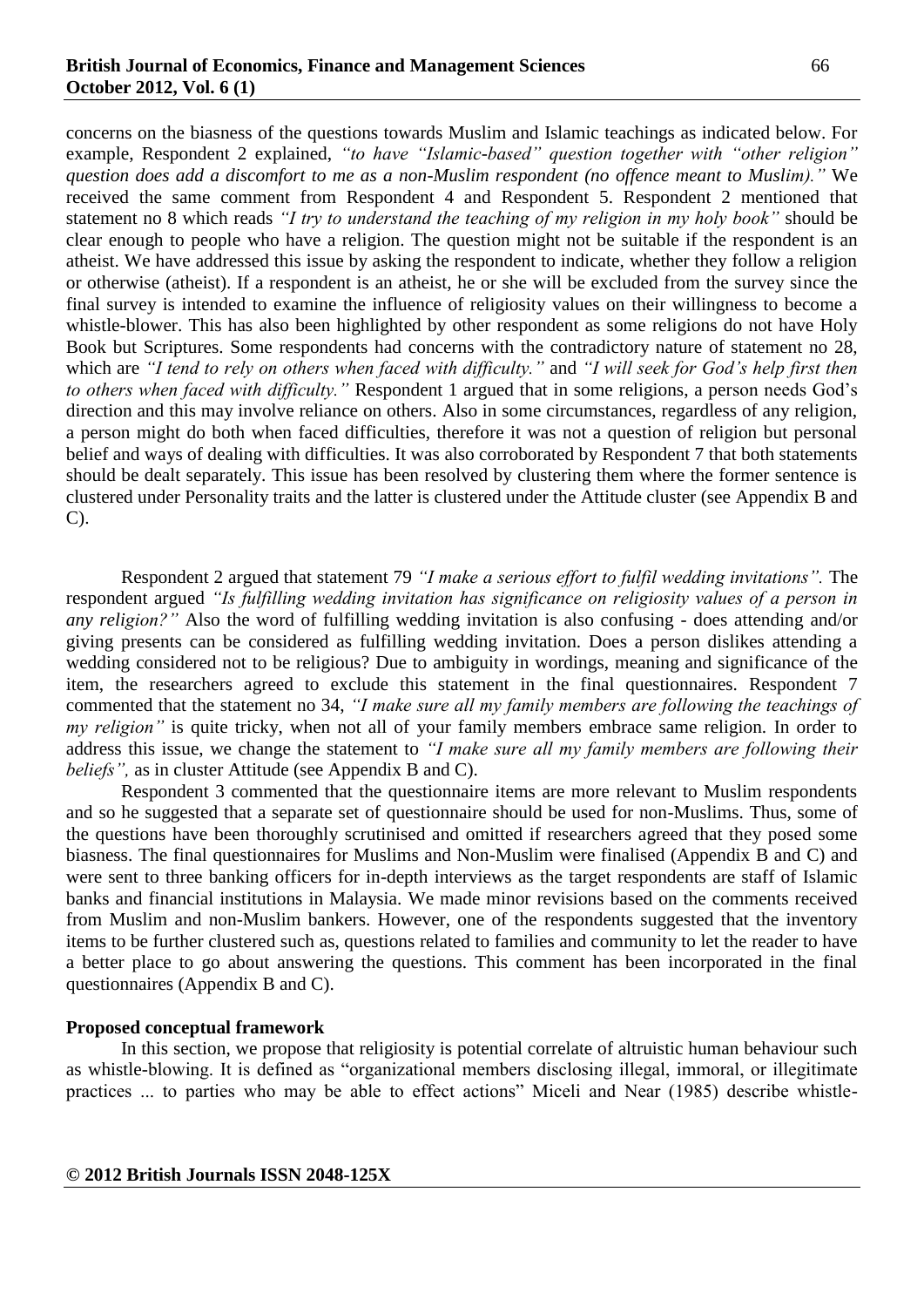concerns on the biasness of the questions towards Muslim and Islamic teachings as indicated below. For example, Respondent 2 explained, *"to have "Islamic-based" question together with "other religion" question does add a discomfort to me as a non-Muslim respondent (no offence meant to Muslim)."* We received the same comment from Respondent 4 and Respondent 5. Respondent 2 mentioned that statement no 8 which reads *"I try to understand the teaching of my religion in my holy book"* should be clear enough to people who have a religion. The question might not be suitable if the respondent is an atheist. We have addressed this issue by asking the respondent to indicate, whether they follow a religion or otherwise (atheist). If a respondent is an atheist, he or she will be excluded from the survey since the final survey is intended to examine the influence of religiosity values on their willingness to become a whistle-blower. This has also been highlighted by other respondent as some religions do not have Holy Book but Scriptures. Some respondents had concerns with the contradictory nature of statement no 28, which are *"I tend to rely on others when faced with difficulty."* and *"I will seek for God's help first then to others when faced with difficulty."* Respondent 1 argued that in some religions, a person needs God's direction and this may involve reliance on others. Also in some circumstances, regardless of any religion, a person might do both when faced difficulties, therefore it was not a question of religion but personal belief and ways of dealing with difficulties. It was also corroborated by Respondent 7 that both statements should be dealt separately. This issue has been resolved by clustering them where the former sentence is clustered under Personality traits and the latter is clustered under the Attitude cluster (see Appendix B and C).

Respondent 2 argued that statement 79 *"I make a serious effort to fulfil wedding invitations".* The respondent argued *"Is fulfilling wedding invitation has significance on religiosity values of a person in any religion?"* Also the word of fulfilling wedding invitation is also confusing - does attending and/or giving presents can be considered as fulfilling wedding invitation. Does a person dislikes attending a wedding considered not to be religious? Due to ambiguity in wordings, meaning and significance of the item, the researchers agreed to exclude this statement in the final questionnaires. Respondent 7 commented that the statement no 34, *"I make sure all my family members are following the teachings of my religion"* is quite tricky, when not all of your family members embrace same religion. In order to address this issue, we change the statement to *"I make sure all my family members are following their beliefs",* as in cluster Attitude (see Appendix B and C).

Respondent 3 commented that the questionnaire items are more relevant to Muslim respondents and so he suggested that a separate set of questionnaire should be used for non-Muslims. Thus, some of the questions have been thoroughly scrutinised and omitted if researchers agreed that they posed some biasness. The final questionnaires for Muslims and Non-Muslim were finalised (Appendix B and C) and were sent to three banking officers for in-depth interviews as the target respondents are staff of Islamic banks and financial institutions in Malaysia. We made minor revisions based on the comments received from Muslim and non-Muslim bankers. However, one of the respondents suggested that the inventory items to be further clustered such as, questions related to families and community to let the reader to have a better place to go about answering the questions. This comment has been incorporated in the final questionnaires (Appendix B and C).

**Proposed conceptual framework**

In this section, we propose that religiosity is potential correlate of altruistic human behaviour such as whistle-blowing. It is defined as "organizational members disclosing illegal, immoral, or illegitimate practices ... to parties who may be able to effect actions" Miceli and Near (1985) describe whistle-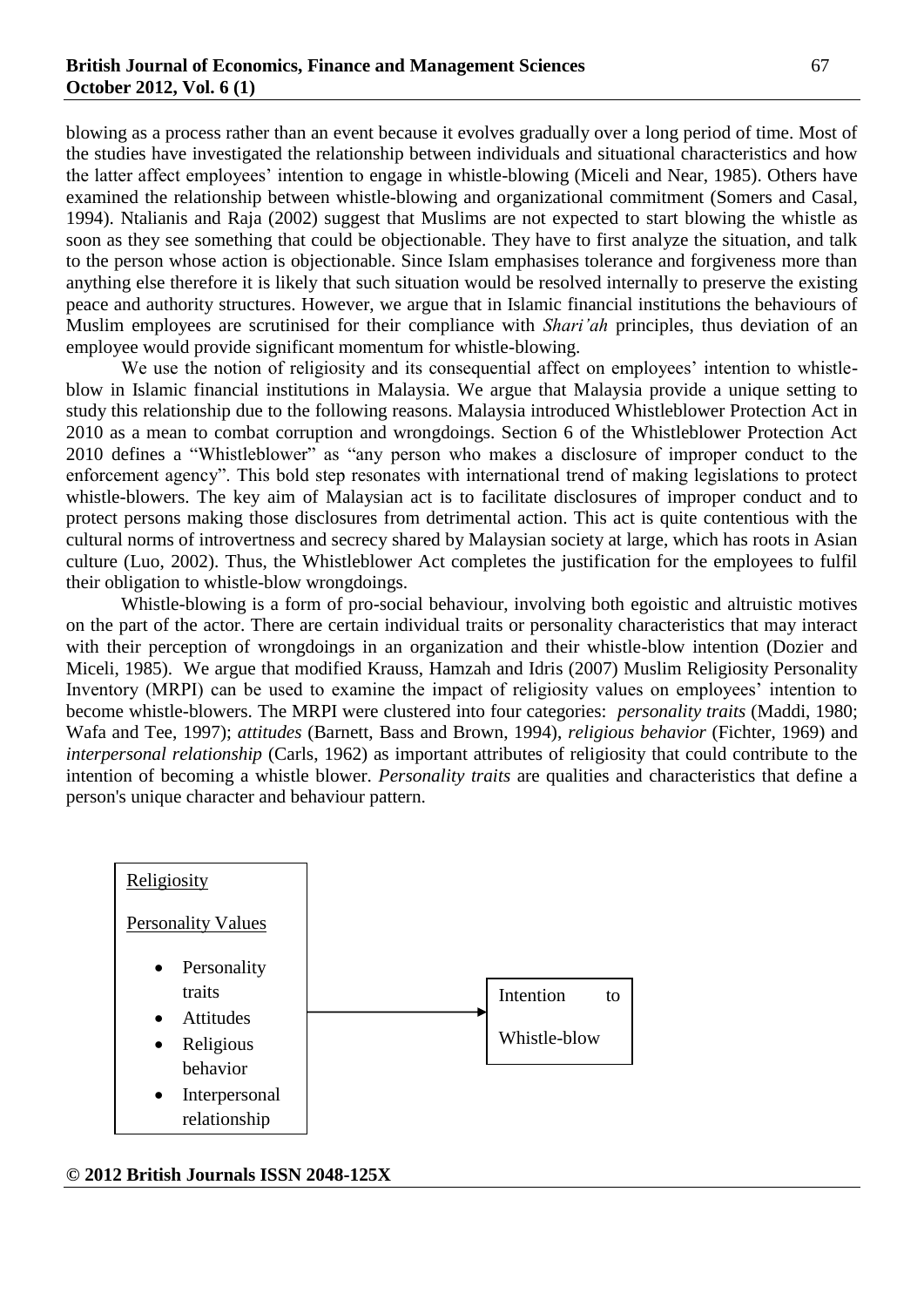blowing as a process rather than an event because it evolves gradually over a long period of time. Most of the studies have investigated the relationship between individuals and situational characteristics and how the latter affect employees' intention to engage in whistle-blowing (Miceli and Near, 1985). Others have examined the relationship between whistle-blowing and organizational commitment (Somers and Casal, 1994). Ntalianis and Raja (2002) suggest that Muslims are not expected to start blowing the whistle as soon as they see something that could be objectionable. They have to first analyze the situation, and talk to the person whose action is objectionable. Since Islam emphasises tolerance and forgiveness more than anything else therefore it is likely that such situation would be resolved internally to preserve the existing peace and authority structures. However, we argue that in Islamic financial institutions the behaviours of Muslim employees are scrutinised for their compliance with *Shari'ah* principles, thus deviation of an employee would provide significant momentum for whistle-blowing.

We use the notion of religiosity and its consequential affect on employees' intention to whistle-blow in Islamic financial institutions in Malaysia. We argue that Malaysia provide a unique setting to study this relationship due to the following reasons. Malaysia introduced Whistleblower Protection Act in 2010 as a mean to combat corruption and wrongdoings. Section 6 of the Whistleblower Protection Act 2010 defines a "Whistleblower" as "any person who makes a disclosure of improper conduct to the enforcement agency". This bold step resonates with international trend of making legislations to protect whistle-blowers. The key aim of Malaysian act is to facilitate disclosures of improper conduct and to protect persons making those disclosures from detrimental action. This act is quite contentious with the cultural norms of introvertness and secrecy shared by Malaysian society at large, which has roots in Asian culture (Luo, 2002). Thus, the Whistleblower Act completes the justification for the employees to fulfil their obligation to whistle-blow wrongdoings.

Whistle-blowing is a form of pro-social behaviour, involving both egoistic and altruistic motives on the part of the actor. There are certain individual traits or personality characteristics that may interact with their perception of wrongdoings in an organization and their whistle-blow intention (Dozier and Miceli, 1985). We argue that modified Krauss, Hamzah and Idris (2007) Muslim Religiosity Personality Inventory (MRPI) can be used to examine the impact of religiosity values on employees' intention to become whistle-blowers. The MRPI were clustered into four categories: *personality traits* (Maddi, 1980; Wafa and Tee, 1997); *attitudes* (Barnett, Bass and Brown, 1994), *religious behavior* (Fichter, 1969) and *interpersonal relationship* (Carls, 1962) as important attributes of religiosity that could contribute to the intention of becoming a whistle blower. *Personality traits* are qualities and characteristics that define a person's unique character and behaviour pattern.

| Religiosity — Personality Values | | |
|---|---|---|
| • Personality traits<br>• Attitudes<br>• Religious behavior<br>• Interpersonal relationship | → | Intention to Whistle-blow |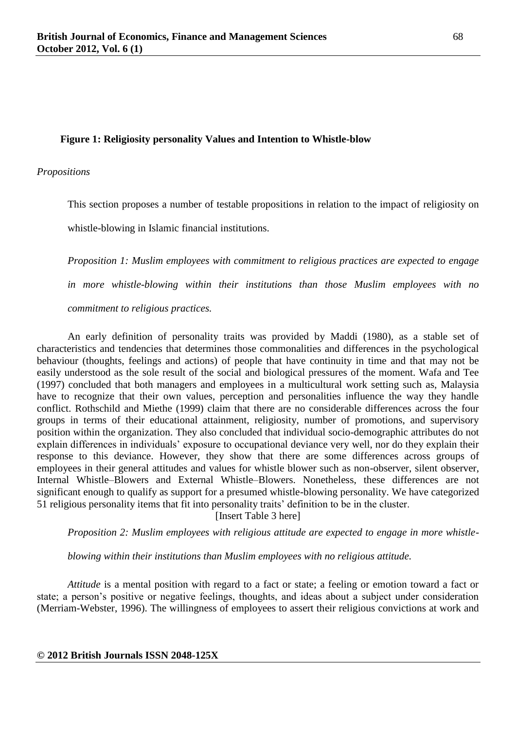**Figure 1: Religiosity personality Values and Intention to Whistle-blow**

*Propositions*

This section proposes a number of testable propositions in relation to the impact of religiosity on whistle-blowing in Islamic financial institutions.

*Proposition 1: Muslim employees with commitment to religious practices are expected to engage in more whistle-blowing within their institutions than those Muslim employees with no commitment to religious practices.*

An early definition of personality traits was provided by Maddi (1980), as a stable set of characteristics and tendencies that determines those commonalities and differences in the psychological behaviour (thoughts, feelings and actions) of people that have continuity in time and that may not be easily understood as the sole result of the social and biological pressures of the moment. Wafa and Tee (1997) concluded that both managers and employees in a multicultural work setting such as, Malaysia have to recognize that their own values, perception and personalities influence the way they handle conflict. Rothschild and Miethe (1999) claim that there are no considerable differences across the four groups in terms of their educational attainment, religiosity, number of promotions, and supervisory position within the organization. They also concluded that individual socio-demographic attributes do not explain differences in individuals' exposure to occupational deviance very well, nor do they explain their response to this deviance. However, they show that there are some differences across groups of employees in their general attitudes and values for whistle blower such as non-observer, silent observer, Internal Whistle–Blowers and External Whistle–Blowers. Nonetheless, these differences are not significant enough to qualify as support for a presumed whistle-blowing personality. We have categorized 51 religious personality items that fit into personality traits' definition to be in the cluster.

[Insert Table 3 here]

*Proposition 2: Muslim employees with religious attitude are expected to engage in more whistle-blowing within their institutions than Muslim employees with no religious attitude.*

*Attitude* is a mental position with regard to a fact or state; a feeling or emotion toward a fact or state; a person's positive or negative feelings, thoughts, and ideas about a subject under consideration (Merriam-Webster, 1996). The willingness of employees to assert their religious convictions at work and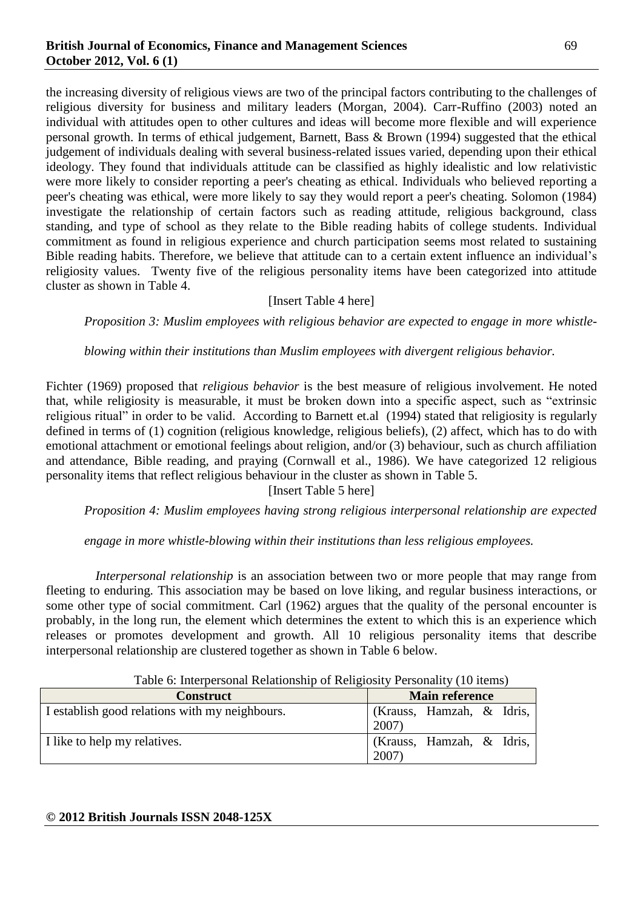the increasing diversity of religious views are two of the principal factors contributing to the challenges of religious diversity for business and military leaders (Morgan, 2004). Carr-Ruffino (2003) noted an individual with attitudes open to other cultures and ideas will become more flexible and will experience personal growth. In terms of ethical judgement, Barnett, Bass & Brown (1994) suggested that the ethical judgement of individuals dealing with several business-related issues varied, depending upon their ethical ideology. They found that individuals attitude can be classified as highly idealistic and low relativistic were more likely to consider reporting a peer's cheating as ethical. Individuals who believed reporting a peer's cheating was ethical, were more likely to say they would report a peer's cheating. Solomon (1984) investigate the relationship of certain factors such as reading attitude, religious background, class standing, and type of school as they relate to the Bible reading habits of college students. Individual commitment as found in religious experience and church participation seems most related to sustaining Bible reading habits. Therefore, we believe that attitude can to a certain extent influence an individual's religiosity values. Twenty five of the religious personality items have been categorized into attitude cluster as shown in Table 4.

[Insert Table 4 here]

*Proposition 3: Muslim employees with religious behavior are expected to engage in more whistle-blowing within their institutions than Muslim employees with divergent religious behavior.*

Fichter (1969) proposed that *religious behavior* is the best measure of religious involvement. He noted that, while religiosity is measurable, it must be broken down into a specific aspect, such as "extrinsic religious ritual" in order to be valid. According to Barnett et.al (1994) stated that religiosity is regularly defined in terms of (1) cognition (religious knowledge, religious beliefs), (2) affect, which has to do with emotional attachment or emotional feelings about religion, and/or (3) behaviour, such as church affiliation and attendance, Bible reading, and praying (Cornwall et al., 1986). We have categorized 12 religious personality items that reflect religious behaviour in the cluster as shown in Table 5.

[Insert Table 5 here]

*Proposition 4: Muslim employees having strong religious interpersonal relationship are expected engage in more whistle-blowing within their institutions than less religious employees.*

*Interpersonal relationship* is an association between two or more people that may range from fleeting to enduring. This association may be based on love liking, and regular business interactions, or some other type of social commitment. Carl (1962) argues that the quality of the personal encounter is probably, in the long run, the element which determines the extent to which this is an experience which releases or promotes development and growth. All 10 religious personality items that describe interpersonal relationship are clustered together as shown in Table 6 below.

Table 6: Interpersonal Relationship of Religiosity Personality (10 items)

| Construct | Main reference |
|---|---|
| I establish good relations with my neighbours. | (Krauss, Hamzah, & Idris, 2007) |
| I like to help my relatives. | (Krauss, Hamzah, & Idris, 2007) |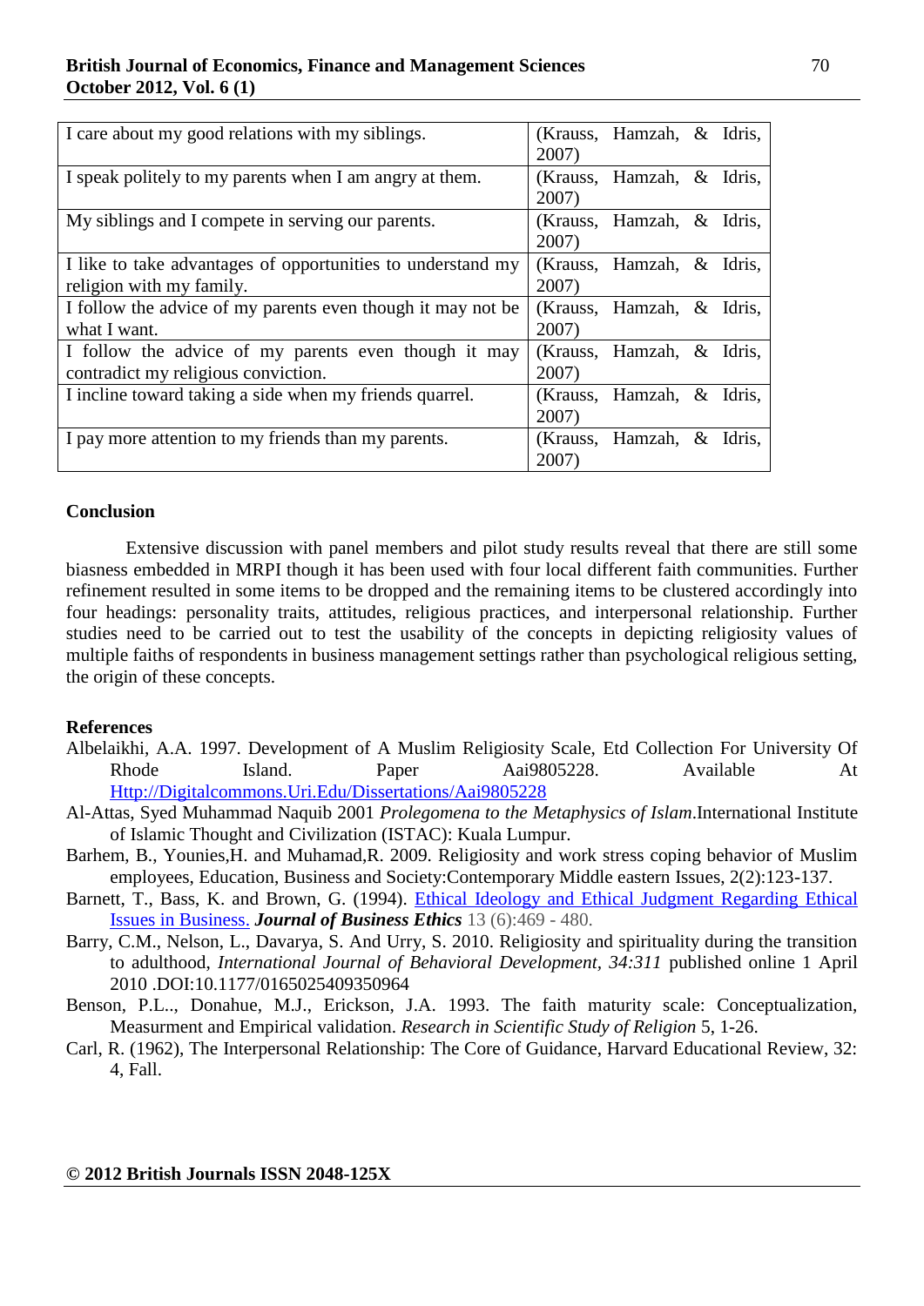| I care about my good relations with my siblings. | (Krauss, Hamzah, & Idris, 2007) |
|---|---|
| I speak politely to my parents when I am angry at them. | (Krauss, Hamzah, & Idris, 2007) |
| My siblings and I compete in serving our parents. | (Krauss, Hamzah, & Idris, 2007) |
| I like to take advantages of opportunities to understand my religion with my family. | (Krauss, Hamzah, & Idris, 2007) |
| I follow the advice of my parents even though it may not be what I want. | (Krauss, Hamzah, & Idris, 2007) |
| I follow the advice of my parents even though it may contradict my religious conviction. | (Krauss, Hamzah, & Idris, 2007) |
| I incline toward taking a side when my friends quarrel. | (Krauss, Hamzah, & Idris, 2007) |
| I pay more attention to my friends than my parents. | (Krauss, Hamzah, & Idris, 2007) |

## Conclusion

Extensive discussion with panel members and pilot study results reveal that there are still some biasness embedded in MRPI though it has been used with four local different faith communities. Further refinement resulted in some items to be dropped and the remaining items to be clustered accordingly into four headings: personality traits, attitudes, religious practices, and interpersonal relationship. Further studies need to be carried out to test the usability of the concepts in depicting religiosity values of multiple faiths of respondents in business management settings rather than psychological religious setting, the origin of these concepts.

## References

Albelaikhi, A.A. 1997. Development of A Muslim Religiosity Scale, Etd Collection For University Of Rhode Island. Paper Aai9805228. Available At Http://Digitalcommons.Uri.Edu/Dissertations/Aai9805228

Al-Attas, Syed Muhammad Naquib 2001 *Prolegomena to the Metaphysics of Islam*.International Institute of Islamic Thought and Civilization (ISTAC): Kuala Lumpur.

Barhem, B., Younies,H. and Muhamad,R. 2009. Religiosity and work stress coping behavior of Muslim employees, Education, Business and Society:Contemporary Middle eastern Issues, 2(2):123-137.

Barnett, T., Bass, K. and Brown, G. (1994). Ethical Ideology and Ethical Judgment Regarding Ethical Issues in Business. ***Journal of Business Ethics*** 13 (6):469 - 480.

Barry, C.M., Nelson, L., Davarya, S. And Urry, S. 2010. Religiosity and spirituality during the transition to adulthood, *International Journal of Behavioral Development, 34:311* published online 1 April 2010 .DOI:10.1177/0165025409350964

Benson, P.L.., Donahue, M.J., Erickson, J.A. 1993. The faith maturity scale: Conceptualization, Measurment and Empirical validation. *Research in Scientific Study of Religion* 5, 1-26.

Carl, R. (1962), The Interpersonal Relationship: The Core of Guidance, Harvard Educational Review, 32: 4, Fall.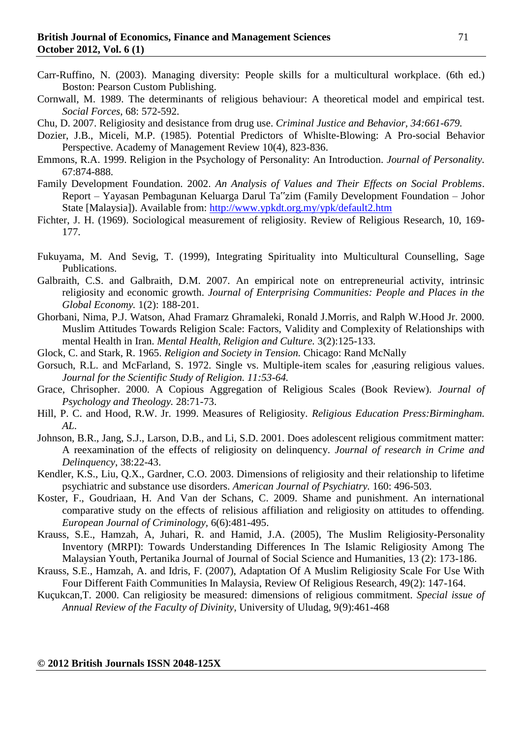Carr-Ruffino, N. (2003). Managing diversity: People skills for a multicultural workplace. (6th ed.) Boston: Pearson Custom Publishing.

Cornwall, M. 1989. The determinants of religious behaviour: A theoretical model and empirical test. *Social Forces*, 68: 572-592.

Chu, D. 2007. Religiosity and desistance from drug use. *Criminal Justice and Behavior, 34:661-679.*

Dozier, J.B., Miceli, M.P. (1985). Potential Predictors of Whislte-Blowing: A Pro-social Behavior Perspective. Academy of Management Review 10(4), 823-836.

Emmons, R.A. 1999. Religion in the Psychology of Personality: An Introduction. *Journal of Personality.* 67:874-888.

Family Development Foundation. 2002. *An Analysis of Values and Their Effects on Social Problems*. Report – Yayasan Pembagunan Keluarga Darul Ta‟zim (Family Development Foundation – Johor State [Malaysia]). Available from: http://www.ypkdt.org.my/ypk/default2.htm

Fichter, J. H. (1969). Sociological measurement of religiosity. Review of Religious Research, 10, 169-177.

Fukuyama, M. And Sevig, T. (1999), Integrating Spirituality into Multicultural Counselling, Sage Publications.

Galbraith, C.S. and Galbraith, D.M. 2007. An empirical note on entrepreneurial activity, intrinsic religiosity and economic growth. *Journal of Enterprising Communities: People and Places in the Global Economy.* 1(2): 188-201.

Ghorbani, Nima, P.J. Watson, Ahad Framarz Ghramaleki, Ronald J.Morris, and Ralph W.Hood Jr. 2000. Muslim Attitudes Towards Religion Scale: Factors, Validity and Complexity of Relationships with mental Health in Iran. *Mental Health, Religion and Culture.* 3(2):125-133.

Glock, C. and Stark, R. 1965. *Religion and Society in Tension.* Chicago: Rand McNally

Gorsuch, R.L. and McFarland, S. 1972. Single vs. Multiple-item scales for ‚easuring religious values. *Journal for the Scientific Study of Religion. 11:53-64.*

Grace, Chrisopher. 2000. A Copious Aggregation of Religious Scales (Book Review). *Journal of Psychology and Theology.* 28:71-73.

Hill, P. C. and Hood, R.W. Jr. 1999. Measures of Religiosity. *Religious Education Press:Birmingham. AL.*

Johnson, B.R., Jang, S.J., Larson, D.B., and Li, S.D. 2001. Does adolescent religious commitment matter: A reexamination of the effects of religiosity on delinquency. *Journal of research in Crime and Delinquency*, 38:22-43.

Kendler, K.S., Liu, Q.X., Gardner, C.O. 2003. Dimensions of religiosity and their relationship to lifetime psychiatric and substance use disorders. *American Journal of Psychiatry.* 160: 496-503.

Koster, F., Goudriaan, H. And Van der Schans, C. 2009. Shame and punishment. An international comparative study on the effects of relisious affiliation and religiosity on attitudes to offending. *European Journal of Criminology*, 6(6):481-495.

Krauss, S.E., Hamzah, A, Juhari, R. and Hamid, J.A. (2005), The Muslim Religiosity-Personality Inventory (MRPI): Towards Understanding Differences In The Islamic Religiosity Among The Malaysian Youth, Pertanika Journal of Journal of Social Science and Humanities, 13 (2): 173-186.

Krauss, S.E., Hamzah, A. and Idris, F. (2007), Adaptation Of A Muslim Religiosity Scale For Use With Four Different Faith Communities In Malaysia, Review Of Religious Research, 49(2): 147-164.

Kuçukcan,T. 2000. Can religiosity be measured: dimensions of religious commitment. *Special issue of Annual Review of the Faculty of Divinity*, University of Uludag, 9(9):461-468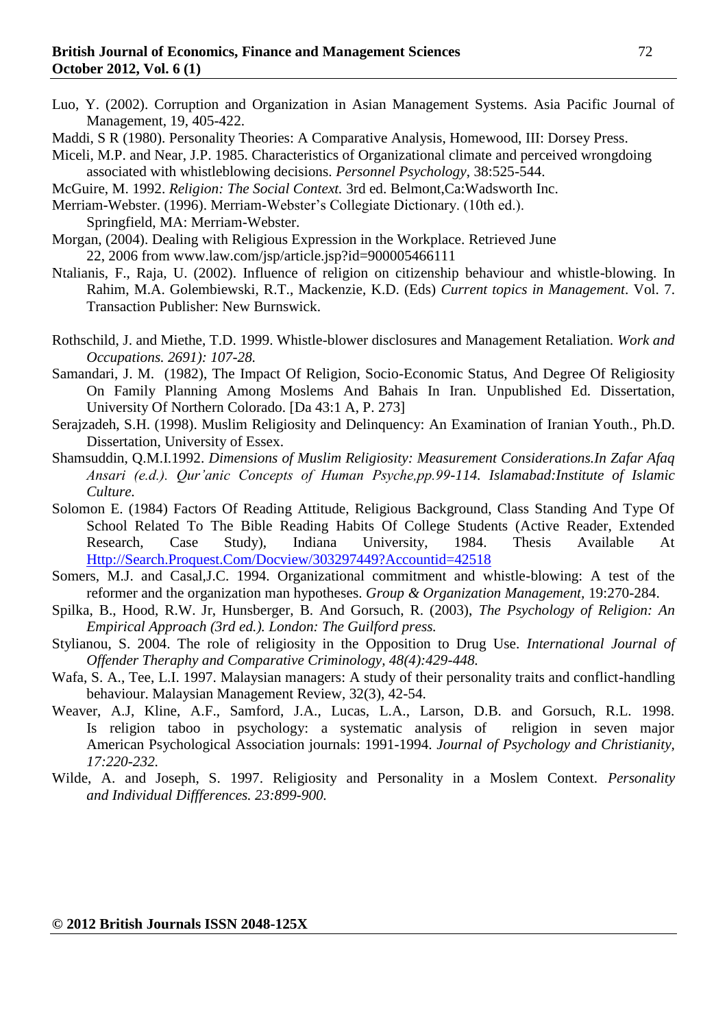Luo, Y. (2002). Corruption and Organization in Asian Management Systems. Asia Pacific Journal of Management, 19, 405-422.

Maddi, S R (1980). Personality Theories: A Comparative Analysis, Homewood, III: Dorsey Press.

Miceli, M.P. and Near, J.P. 1985. Characteristics of Organizational climate and perceived wrongdoing associated with whistleblowing decisions. *Personnel Psychology*, 38:525-544.

McGuire, M. 1992. *Religion: The Social Context.* 3rd ed. Belmont,Ca:Wadsworth Inc.

Merriam-Webster. (1996). Merriam-Webster's Collegiate Dictionary. (10th ed.). Springfield, MA: Merriam-Webster.

Morgan, (2004). Dealing with Religious Expression in the Workplace. Retrieved June 22, 2006 from www.law.com/jsp/article.jsp?id=900005466111

Ntalianis, F., Raja, U. (2002). Influence of religion on citizenship behaviour and whistle-blowing. In Rahim, M.A. Golembiewski, R.T., Mackenzie, K.D. (Eds) *Current topics in Management*. Vol. 7. Transaction Publisher: New Burnswick.

Rothschild, J. and Miethe, T.D. 1999. Whistle-blower disclosures and Management Retaliation. *Work and Occupations. 2691): 107-28.*

Samandari, J. M. (1982), The Impact Of Religion, Socio-Economic Status, And Degree Of Religiosity On Family Planning Among Moslems And Bahais In Iran. Unpublished Ed. Dissertation, University Of Northern Colorado. [Da 43:1 A, P. 273]

Serajzadeh, S.H. (1998). Muslim Religiosity and Delinquency: An Examination of Iranian Youth., Ph.D. Dissertation, University of Essex.

Shamsuddin, Q.M.I.1992. *Dimensions of Muslim Religiosity: Measurement Considerations.In Zafar Afaq Ansari (e.d.). Qur'anic Concepts of Human Psyche,pp.99-114. Islamabad:Institute of Islamic Culture.*

Solomon E. (1984) Factors Of Reading Attitude, Religious Background, Class Standing And Type Of School Related To The Bible Reading Habits Of College Students (Active Reader, Extended Research, Case Study), Indiana University, 1984. Thesis Available At Http://Search.Proquest.Com/Docview/303297449?Accountid=42518

Somers, M.J. and Casal,J.C. 1994. Organizational commitment and whistle-blowing: A test of the reformer and the organization man hypotheses. *Group & Organization Management*, 19:270-284.

Spilka, B., Hood, R.W. Jr, Hunsberger, B. And Gorsuch, R. (2003), *The Psychology of Religion: An Empirical Approach (3rd ed.). London: The Guilford press.*

Stylianou, S. 2004. The role of religiosity in the Opposition to Drug Use. *International Journal of Offender Theraphy and Comparative Criminology, 48(4):429-448.*

Wafa, S. A., Tee, L.I. 1997. Malaysian managers: A study of their personality traits and conflict-handling behaviour. Malaysian Management Review, 32(3), 42-54.

Weaver, A.J, Kline, A.F., Samford, J.A., Lucas, L.A., Larson, D.B. and Gorsuch, R.L. 1998. Is religion taboo in psychology: a systematic analysis of religion in seven major American Psychological Association journals: 1991-1994. *Journal of Psychology and Christianity, 17:220-232.*

Wilde, A. and Joseph, S. 1997. Religiosity and Personality in a Moslem Context. *Personality and Individual Diffferences. 23:899-900.*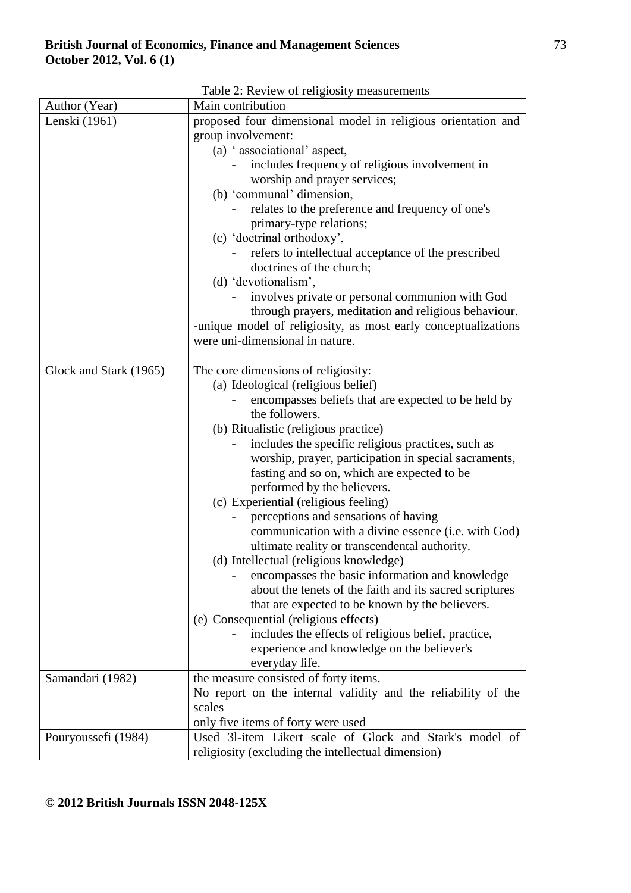Table 2: Review of religiosity measurements

| Author (Year) | Main contribution |
|---|---|
| Lenski (1961) | proposed four dimensional model in religious orientation and group involvement:<br>(a) ' associational' aspect,<br>- includes frequency of religious involvement in worship and prayer services;<br>(b) 'communal' dimension,<br>- relates to the preference and frequency of one's primary-type relations;<br>(c) 'doctrinal orthodoxy',<br>- refers to intellectual acceptance of the prescribed doctrines of the church;<br>(d) 'devotionalism',<br>- involves private or personal communion with God through prayers, meditation and religious behaviour.<br>-unique model of religiosity, as most early conceptualizations were uni-dimensional in nature. |
| Glock and Stark (1965) | The core dimensions of religiosity:<br>(a) Ideological (religious belief)<br>- encompasses beliefs that are expected to be held by the followers.<br>(b) Ritualistic (religious practice)<br>- includes the specific religious practices, such as worship, prayer, participation in special sacraments, fasting and so on, which are expected to be performed by the believers.<br>(c) Experiential (religious feeling)<br>- perceptions and sensations of having communication with a divine essence (i.e. with God) ultimate reality or transcendental authority.<br>(d) Intellectual (religious knowledge)<br>- encompasses the basic information and knowledge about the tenets of the faith and its sacred scriptures that are expected to be known by the believers.<br>(e) Consequential (religious effects)<br>- includes the effects of religious belief, practice, experience and knowledge on the believer's everyday life. |
| Samandari (1982) | the measure consisted of forty items.<br>No report on the internal validity and the reliability of the scales<br>only five items of forty were used |
| Pouryoussefi (1984) | Used 3l-item Likert scale of Glock and Stark's model of religiosity (excluding the intellectual dimension) |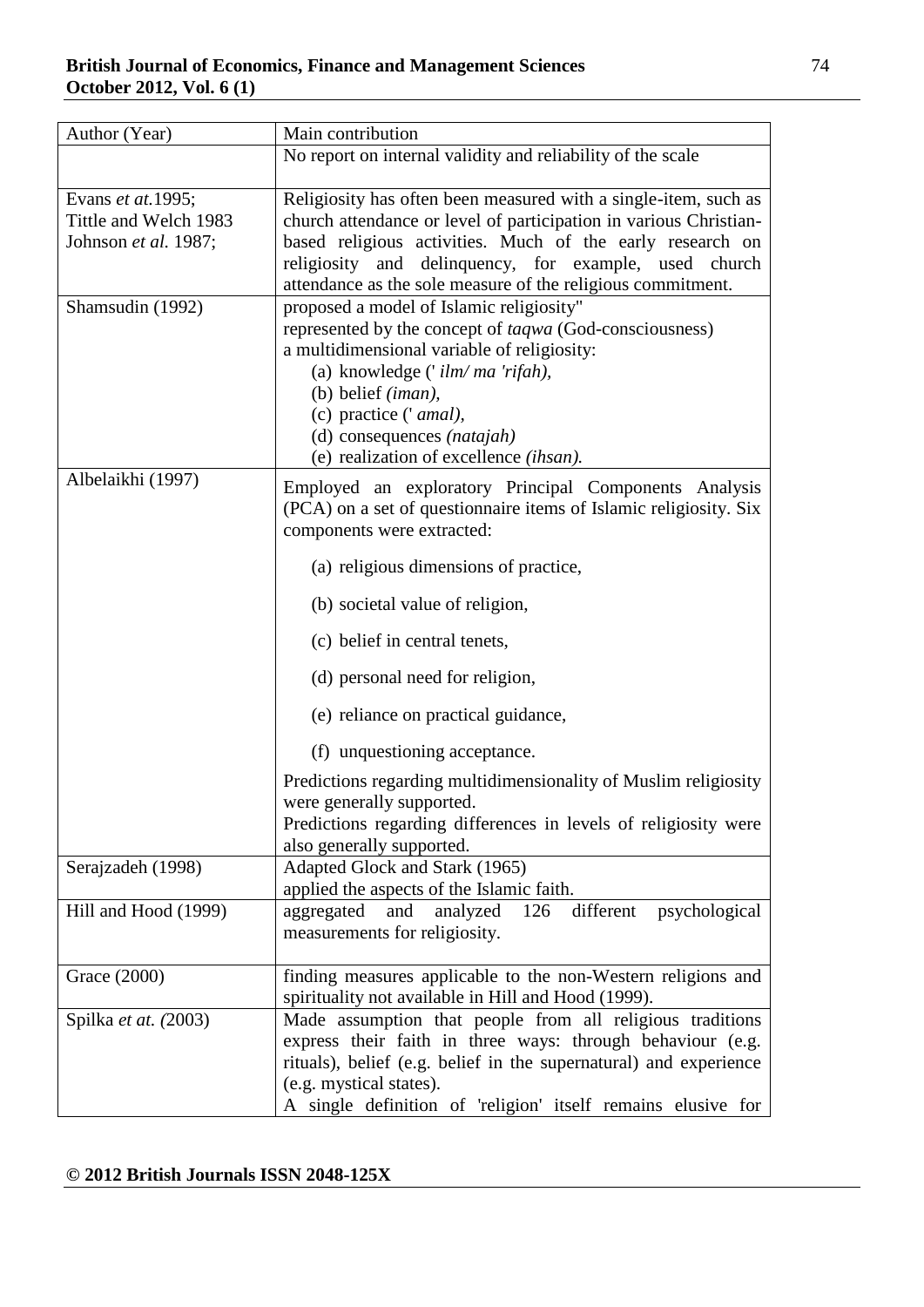| Author (Year) | Main contribution |
|---|---|
| | No report on internal validity and reliability of the scale |
| Evans *et at.*1995; Tittle and Welch 1983 Johnson *et al.* 1987; | Religiosity has often been measured with a single-item, such as church attendance or level of participation in various Christian-based religious activities. Much of the early research on religiosity and delinquency, for example, used church attendance as the sole measure of the religious commitment. |
| Shamsudin (1992) | proposed a model of Islamic religiosity" represented by the concept of *taqwa* (God-consciousness) a multidimensional variable of religiosity: (a) knowledge (' *ilm/ ma 'rifah),* (b) belief *(iman),* (c) practice (' *amal),* (d) consequences *(natajah)* (e) realization of excellence *(ihsan).* |
| Albelaikhi (1997) | Employed an exploratory Principal Components Analysis (PCA) on a set of questionnaire items of Islamic religiosity. Six components were extracted: (a) religious dimensions of practice, (b) societal value of religion, (c) belief in central tenets, (d) personal need for religion, (e) reliance on practical guidance, (f) unquestioning acceptance. Predictions regarding multidimensionality of Muslim religiosity were generally supported. Predictions regarding differences in levels of religiosity were also generally supported. |
| Serajzadeh (1998) | Adapted Glock and Stark (1965) applied the aspects of the Islamic faith. |
| Hill and Hood (1999) | aggregated and analyzed 126 different psychological measurements for religiosity. |
| Grace (2000) | finding measures applicable to the non-Western religions and spirituality not available in Hill and Hood (1999). |
| Spilka *et at. (*2003) | Made assumption that people from all religious traditions express their faith in three ways: through behaviour (e.g. rituals), belief (e.g. belief in the supernatural) and experience (e.g. mystical states). A single definition of 'religion' itself remains elusive for |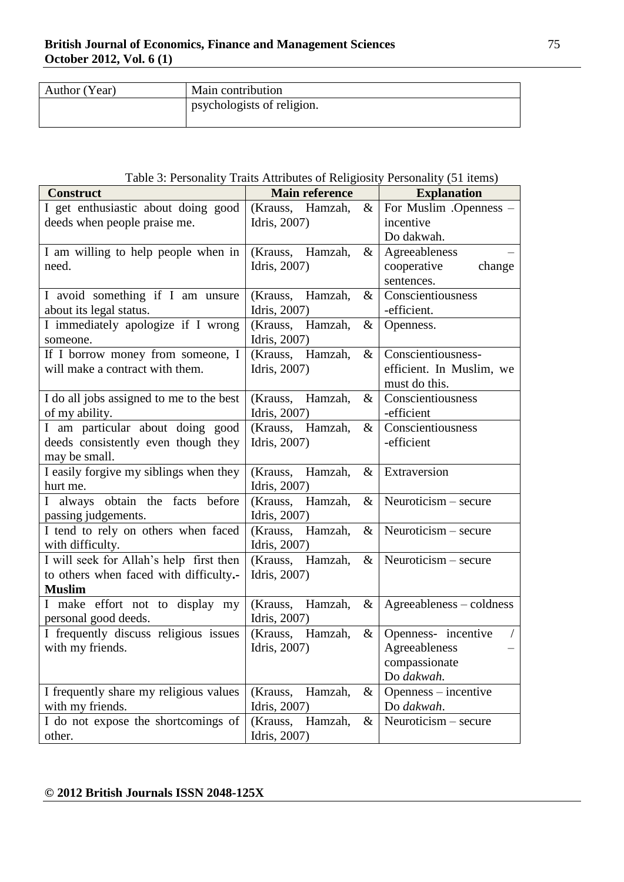| Author (Year) | Main contribution |
|---|---|
| | psychologists of religion. |

Table 3: Personality Traits Attributes of Religiosity Personality (51 items)

| Construct | Main reference | Explanation |
|---|---|---|
| I get enthusiastic about doing good deeds when people praise me. | (Krauss, Hamzah, & Idris, 2007) | For Muslim .Openness – incentive Do dakwah. |
| I am willing to help people when in need. | (Krauss, Hamzah, & Idris, 2007) | Agreeableness – cooperative change sentences. |
| I avoid something if I am unsure about its legal status. | (Krauss, Hamzah, & Idris, 2007) | Conscientiousness -efficient. |
| I immediately apologize if I wrong someone. | (Krauss, Hamzah, & Idris, 2007) | Openness. |
| If I borrow money from someone, I will make a contract with them. | (Krauss, Hamzah, & Idris, 2007) | Conscientiousness- efficient. In Muslim, we must do this. |
| I do all jobs assigned to me to the best of my ability. | (Krauss, Hamzah, & Idris, 2007) | Conscientiousness -efficient |
| I am particular about doing good deeds consistently even though they may be small. | (Krauss, Hamzah, & Idris, 2007) | Conscientiousness -efficient |
| I easily forgive my siblings when they hurt me. | (Krauss, Hamzah, & Idris, 2007) | Extraversion |
| I always obtain the facts before passing judgements. | (Krauss, Hamzah, & Idris, 2007) | Neuroticism – secure |
| I tend to rely on others when faced with difficulty. | (Krauss, Hamzah, & Idris, 2007) | Neuroticism – secure |
| I will seek for Allah's help first then to others when faced with difficulty**.- Muslim** | (Krauss, Hamzah, & Idris, 2007) | Neuroticism – secure |
| I make effort not to display my personal good deeds. | (Krauss, Hamzah, & Idris, 2007) | Agreeableness – coldness |
| I frequently discuss religious issues with my friends. | (Krauss, Hamzah, & Idris, 2007) | Openness- incentive / Agreeableness – compassionate Do *dakwah.* |
| I frequently share my religious values with my friends. | (Krauss, Hamzah, & Idris, 2007) | Openness – incentive Do *dakwah*. |
| I do not expose the shortcomings of other. | (Krauss, Hamzah, & Idris, 2007) | Neuroticism – secure |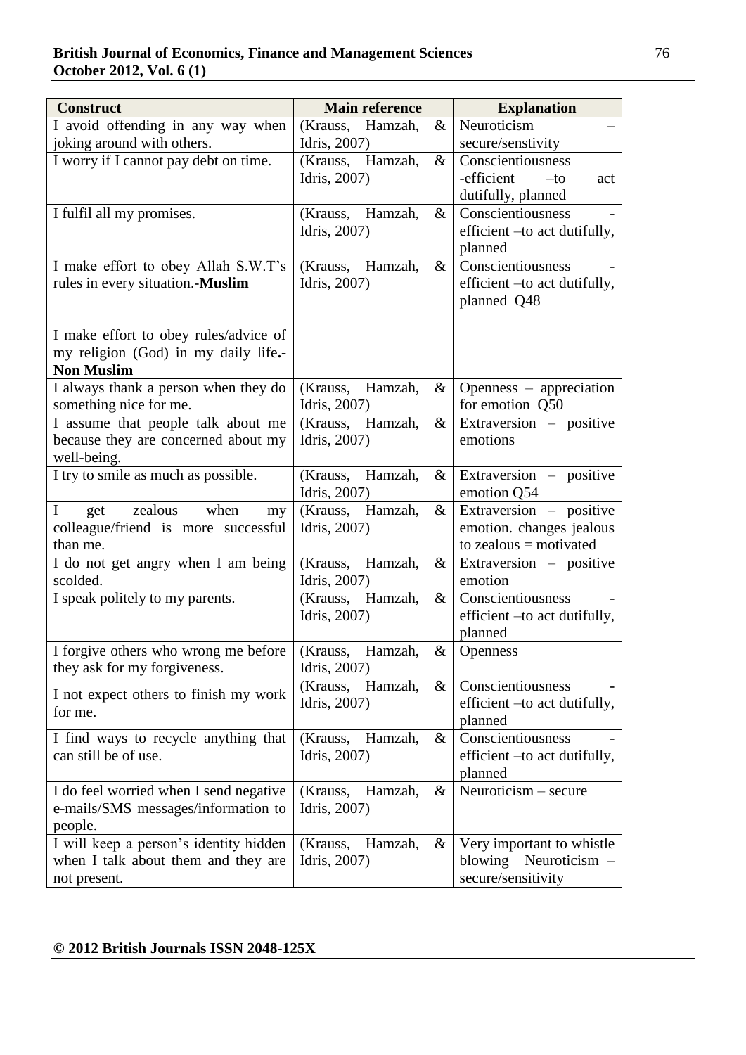| Construct | Main reference | Explanation |
|---|---|---|
| I avoid offending in any way when joking around with others. | (Krauss, Hamzah, & Idris, 2007) | Neuroticism – secure/senstivity |
| I worry if I cannot pay debt on time. | (Krauss, Hamzah, & Idris, 2007) | Conscientiousness -efficient –to act dutifully, planned |
| I fulfil all my promises. | (Krauss, Hamzah, & Idris, 2007) | Conscientiousness - efficient –to act dutifully, planned |
| I make effort to obey Allah S.W.T's rules in every situation.-**Muslim**<br><br>I make effort to obey rules/advice of my religion (God) in my daily life**.-Non Muslim** | (Krauss, Hamzah, & Idris, 2007) | Conscientiousness - efficient –to act dutifully, planned Q48 |
| I always thank a person when they do something nice for me. | (Krauss, Hamzah, & Idris, 2007) | Openness – appreciation for emotion Q50 |
| I assume that people talk about me because they are concerned about my well-being. | (Krauss, Hamzah, & Idris, 2007) | Extraversion – positive emotions |
| I try to smile as much as possible. | (Krauss, Hamzah, & Idris, 2007) | Extraversion – positive emotion Q54 |
| I get zealous when my colleague/friend is more successful than me. | (Krauss, Hamzah, & Idris, 2007) | Extraversion – positive emotion. changes jealous to zealous = motivated |
| I do not get angry when I am being scolded. | (Krauss, Hamzah, & Idris, 2007) | Extraversion – positive emotion |
| I speak politely to my parents. | (Krauss, Hamzah, & Idris, 2007) | Conscientiousness - efficient –to act dutifully, planned |
| I forgive others who wrong me before they ask for my forgiveness. | (Krauss, Hamzah, & Idris, 2007) | Openness |
| I not expect others to finish my work for me. | (Krauss, Hamzah, & Idris, 2007) | Conscientiousness - efficient –to act dutifully, planned |
| I find ways to recycle anything that can still be of use. | (Krauss, Hamzah, & Idris, 2007) | Conscientiousness - efficient –to act dutifully, planned |
| I do feel worried when I send negative e-mails/SMS messages/information to people. | (Krauss, Hamzah, & Idris, 2007) | Neuroticism – secure |
| I will keep a person's identity hidden when I talk about them and they are not present. | (Krauss, Hamzah, & Idris, 2007) | Very important to whistle blowing Neuroticism – secure/sensitivity |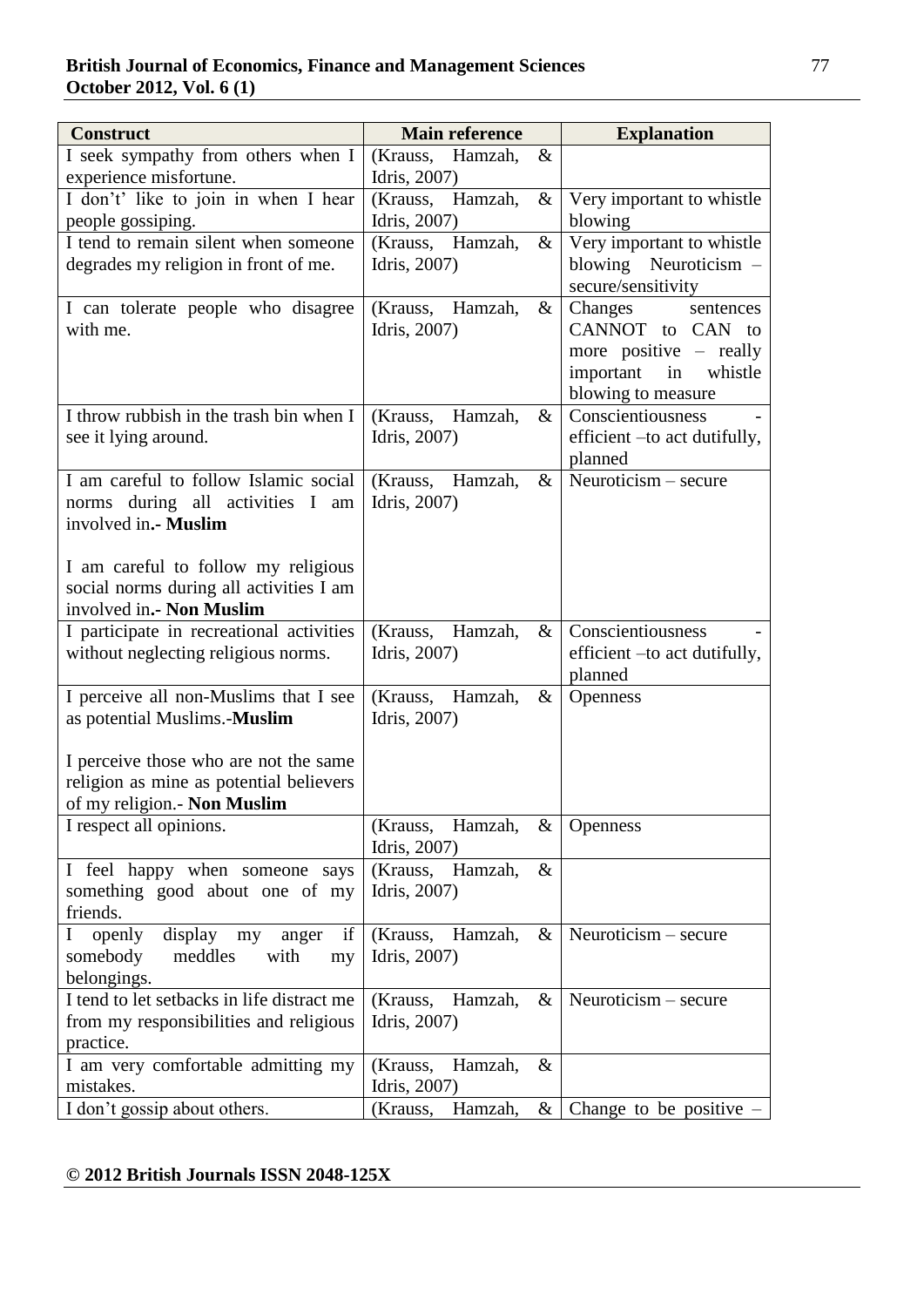| Construct | Main reference | Explanation |
|---|---|---|
| I seek sympathy from others when I experience misfortune. | (Krauss, Hamzah, & Idris, 2007) | |
| I don't' like to join in when I hear people gossiping. | (Krauss, Hamzah, & Idris, 2007) | Very important to whistle blowing |
| I tend to remain silent when someone degrades my religion in front of me. | (Krauss, Hamzah, & Idris, 2007) | Very important to whistle blowing Neuroticism – secure/sensitivity |
| I can tolerate people who disagree with me. | (Krauss, Hamzah, & Idris, 2007) | Changes sentences CANNOT to CAN to more positive – really important in whistle blowing to measure |
| I throw rubbish in the trash bin when I see it lying around. | (Krauss, Hamzah, & Idris, 2007) | Conscientiousness - efficient –to act dutifully, planned |
| I am careful to follow Islamic social norms during all activities I am involved in.- **Muslim**<br><br>I am careful to follow my religious social norms during all activities I am involved in.- **Non Muslim** | (Krauss, Hamzah, & Idris, 2007) | Neuroticism – secure |
| I participate in recreational activities without neglecting religious norms. | (Krauss, Hamzah, & Idris, 2007) | Conscientiousness - efficient –to act dutifully, planned |
| I perceive all non-Muslims that I see as potential Muslims.-**Muslim**<br><br>I perceive those who are not the same religion as mine as potential believers of my religion.- **Non Muslim** | (Krauss, Hamzah, & Idris, 2007) | Openness |
| I respect all opinions. | (Krauss, Hamzah, & Idris, 2007) | Openness |
| I feel happy when someone says something good about one of my friends. | (Krauss, Hamzah, & Idris, 2007) | |
| I openly display my anger if somebody meddles with my belongings. | (Krauss, Hamzah, & Idris, 2007) | Neuroticism – secure |
| I tend to let setbacks in life distract me from my responsibilities and religious practice. | (Krauss, Hamzah, & Idris, 2007) | Neuroticism – secure |
| I am very comfortable admitting my mistakes. | (Krauss, Hamzah, & Idris, 2007) | |
| I don't gossip about others. | (Krauss, Hamzah, & | Change to be positive – |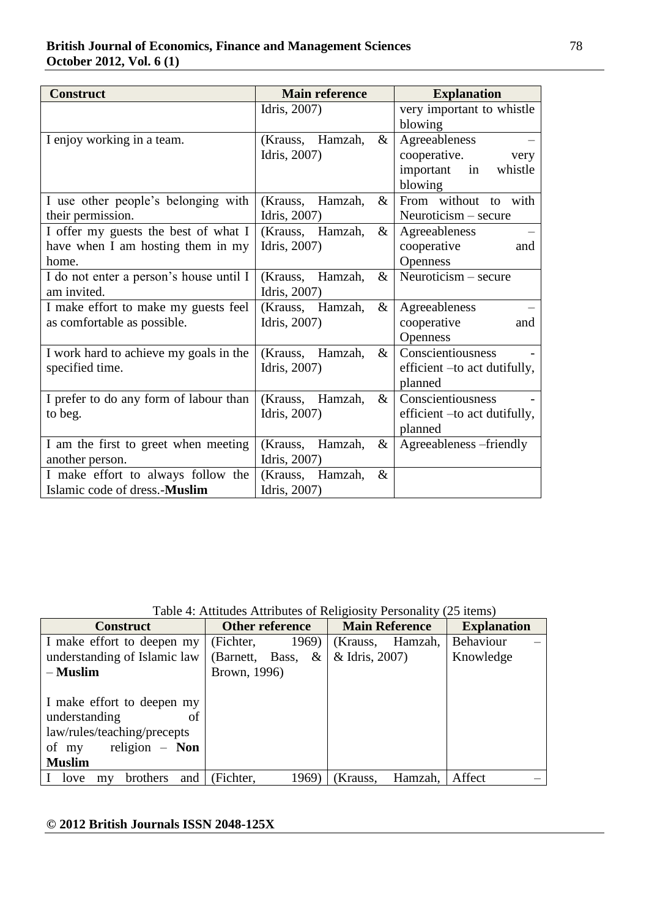| Construct | Main reference | Explanation |
|---|---|---|
| | Idris, 2007) | very important to whistle blowing |
| I enjoy working in a team. | (Krauss, Hamzah, & Idris, 2007) | Agreeableness – cooperative. very important in whistle blowing |
| I use other people's belonging with their permission. | (Krauss, Hamzah, & Idris, 2007) | From without to with Neuroticism – secure |
| I offer my guests the best of what I have when I am hosting them in my home. | (Krauss, Hamzah, & Idris, 2007) | Agreeableness – cooperative and Openness |
| I do not enter a person's house until I am invited. | (Krauss, Hamzah, & Idris, 2007) | Neuroticism – secure |
| I make effort to make my guests feel as comfortable as possible. | (Krauss, Hamzah, & Idris, 2007) | Agreeableness – cooperative and Openness |
| I work hard to achieve my goals in the specified time. | (Krauss, Hamzah, & Idris, 2007) | Conscientiousness - efficient –to act dutifully, planned |
| I prefer to do any form of labour than to beg. | (Krauss, Hamzah, & Idris, 2007) | Conscientiousness - efficient –to act dutifully, planned |
| I am the first to greet when meeting another person. | (Krauss, Hamzah, & Idris, 2007) | Agreeableness –friendly |
| I make effort to always follow the Islamic code of dress.-**Muslim** | (Krauss, Hamzah, & Idris, 2007) | |

Table 4: Attitudes Attributes of Religiosity Personality (25 items)

| Construct | Other reference | Main Reference | Explanation |
|---|---|---|---|
| I make effort to deepen my understanding of Islamic law – **Muslim**<br><br>I make effort to deepen my understanding of law/rules/teaching/precepts of my religion – **Non Muslim** | (Fichter, 1969) (Barnett, Bass, & Brown, 1996) | (Krauss, Hamzah, & Idris, 2007) | Behaviour – Knowledge |
| I love my brothers and | (Fichter, 1969) | (Krauss, Hamzah, | Affect – |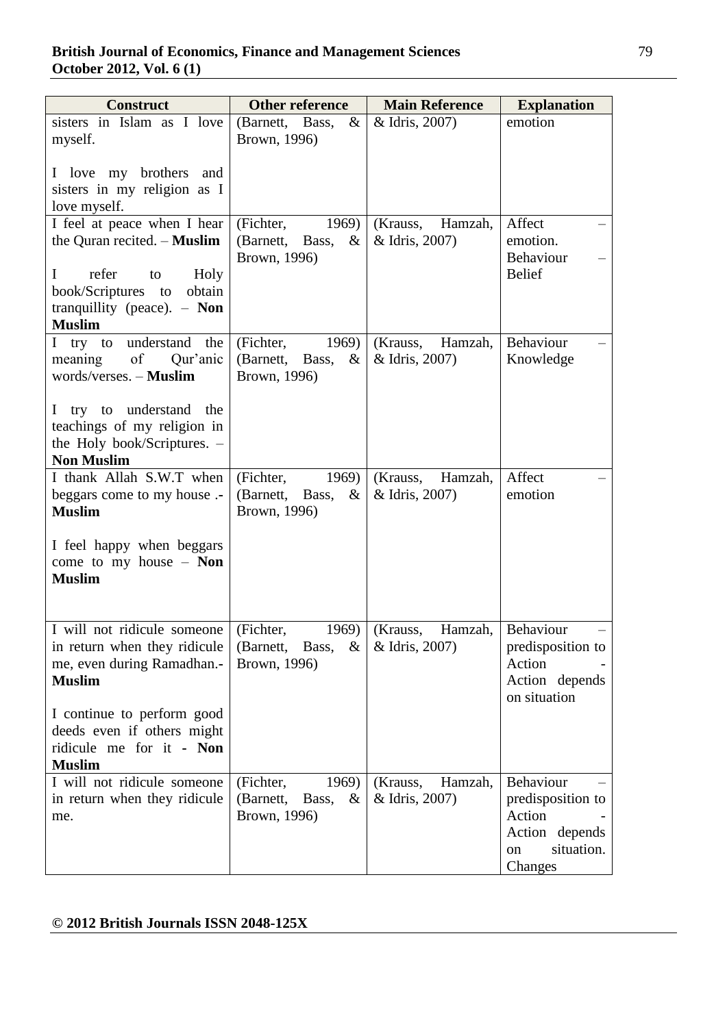| Construct | Other reference | Main Reference | Explanation |
|---|---|---|---|
| sisters in Islam as I love myself.<br><br>I love my brothers and sisters in my religion as I love myself. | (Barnett, Bass, & Brown, 1996) | & Idris, 2007) | emotion |
| I feel at peace when I hear the Quran recited. – **Muslim**<br><br>I refer to Holy book/Scriptures to obtain tranquillity (peace). – **Non Muslim** | (Fichter, 1969) (Barnett, Bass, & Brown, 1996) | (Krauss, Hamzah, & Idris, 2007) | Affect – emotion. Behaviour – Belief |
| I try to understand the meaning of Qur'anic words/verses. – **Muslim**<br><br>I try to understand the teachings of my religion in the Holy book/Scriptures. – **Non Muslim** | (Fichter, 1969) (Barnett, Bass, & Brown, 1996) | (Krauss, Hamzah, & Idris, 2007) | Behaviour – Knowledge |
| I thank Allah S.W.T when beggars come to my house .- **Muslim**<br><br>I feel happy when beggars come to my house – **Non Muslim** | (Fichter, 1969) (Barnett, Bass, & Brown, 1996) | (Krauss, Hamzah, & Idris, 2007) | Affect – emotion |
| I will not ridicule someone in return when they ridicule me, even during Ramadhan.- **Muslim**<br><br>I continue to perform good deeds even if others might ridicule me for it - **Non Muslim** | (Fichter, 1969) (Barnett, Bass, & Brown, 1996) | (Krauss, Hamzah, & Idris, 2007) | Behaviour – predisposition to Action - Action depends on situation |
| I will not ridicule someone in return when they ridicule me. | (Fichter, 1969) (Barnett, Bass, & Brown, 1996) | (Krauss, Hamzah, & Idris, 2007) | Behaviour – predisposition to Action - Action depends on situation. Changes |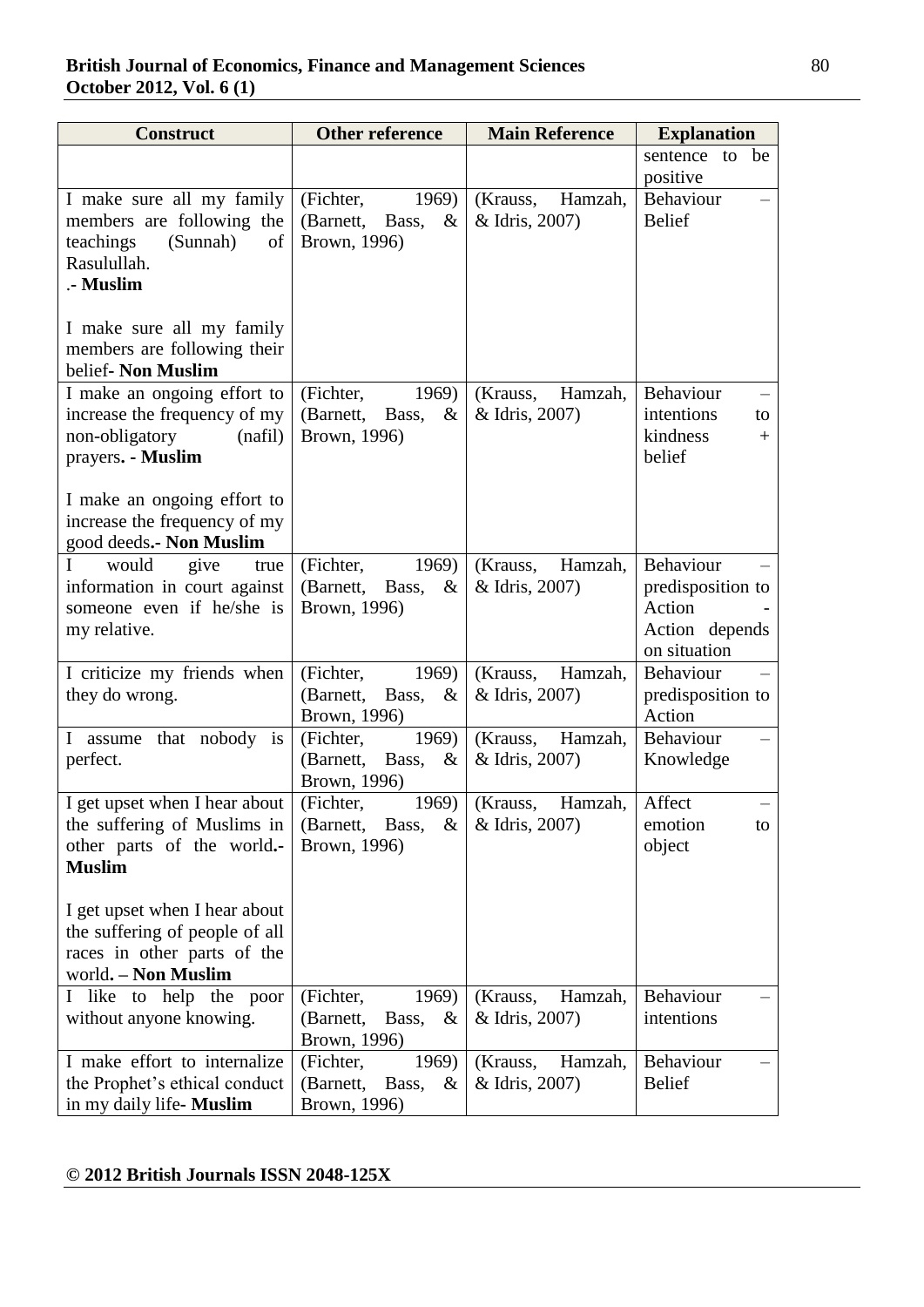| Construct | Other reference | Main Reference | Explanation |
|---|---|---|---|
| | | | sentence to be positive |
| I make sure all my family members are following the teachings (Sunnah) of Rasulullah. .- **Muslim** <br><br> I make sure all my family members are following their belief- **Non Muslim** | (Fichter, 1969) (Barnett, Bass, & Brown, 1996) | (Krauss, Hamzah, & Idris, 2007) | Behaviour – Belief |
| I make an ongoing effort to increase the frequency of my non-obligatory (nafil) prayers**. - Muslim** <br><br> I make an ongoing effort to increase the frequency of my good deeds**.- Non Muslim** | (Fichter, 1969) (Barnett, Bass, & Brown, 1996) | (Krauss, Hamzah, & Idris, 2007) | Behaviour – intentions to kindness + belief |
| I would give true information in court against someone even if he/she is my relative. | (Fichter, 1969) (Barnett, Bass, & Brown, 1996) | (Krauss, Hamzah, & Idris, 2007) | Behaviour – predisposition to Action - Action depends on situation |
| I criticize my friends when they do wrong. | (Fichter, 1969) (Barnett, Bass, & Brown, 1996) | (Krauss, Hamzah, & Idris, 2007) | Behaviour – predisposition to Action |
| I assume that nobody is perfect. | (Fichter, 1969) (Barnett, Bass, & Brown, 1996) | (Krauss, Hamzah, & Idris, 2007) | Behaviour – Knowledge |
| I get upset when I hear about the suffering of Muslims in other parts of the world**.- Muslim** <br><br> I get upset when I hear about the suffering of people of all races in other parts of the world**. – Non Muslim** | (Fichter, 1969) (Barnett, Bass, & Brown, 1996) | (Krauss, Hamzah, & Idris, 2007) | Affect – emotion to object |
| I like to help the poor without anyone knowing. | (Fichter, 1969) (Barnett, Bass, & Brown, 1996) | (Krauss, Hamzah, & Idris, 2007) | Behaviour – intentions |
| I make effort to internalize the Prophet's ethical conduct in my daily life- **Muslim** | (Fichter, 1969) (Barnett, Bass, & Brown, 1996) | (Krauss, Hamzah, & Idris, 2007) | Behaviour – Belief |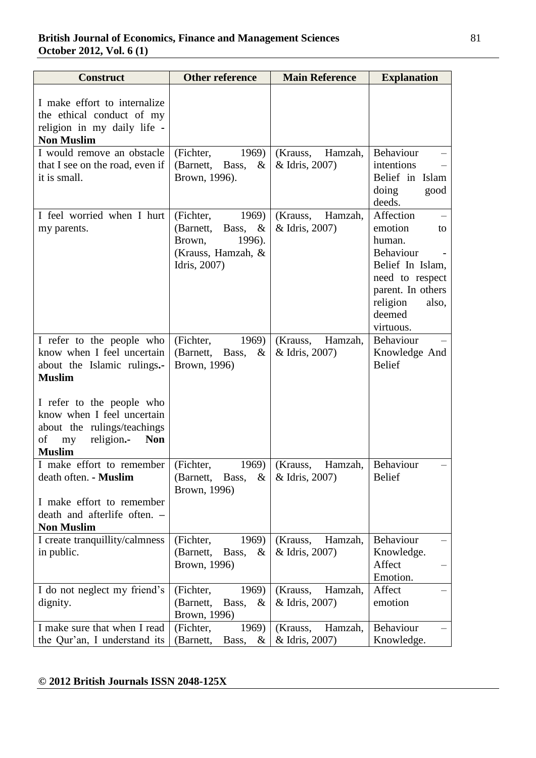| Construct | Other reference | Main Reference | Explanation |
|---|---|---|---|
| I make effort to internalize the ethical conduct of my religion in my daily life - **Non Muslim** | | | |
| I would remove an obstacle that I see on the road, even if it is small. | (Fichter, 1969) (Barnett, Bass, & Brown, 1996). | (Krauss, Hamzah, & Idris, 2007) | Behaviour – intentions – Belief in Islam doing good deeds. |
| I feel worried when I hurt my parents. | (Fichter, 1969) (Barnett, Bass, & Brown, 1996). (Krauss, Hamzah, & Idris, 2007) | (Krauss, Hamzah, & Idris, 2007) | Affection – emotion to human. Behaviour - Belief In Islam, need to respect parent. In others religion also, deemed virtuous. |
| I refer to the people who know when I feel uncertain about the Islamic rulings.- **Muslim**<br><br>I refer to the people who know when I feel uncertain about the rulings/teachings of my religion.- **Non Muslim** | (Fichter, 1969) (Barnett, Bass, & Brown, 1996) | (Krauss, Hamzah, & Idris, 2007) | Behaviour – Knowledge And Belief |
| I make effort to remember death often. - **Muslim**<br><br>I make effort to remember death and afterlife often. – **Non Muslim** | (Fichter, 1969) (Barnett, Bass, & Brown, 1996) | (Krauss, Hamzah, & Idris, 2007) | Behaviour – Belief |
| I create tranquillity/calmness in public. | (Fichter, 1969) (Barnett, Bass, & Brown, 1996) | (Krauss, Hamzah, & Idris, 2007) | Behaviour – Knowledge. Affect – Emotion. |
| I do not neglect my friend's dignity. | (Fichter, 1969) (Barnett, Bass, & Brown, 1996) | (Krauss, Hamzah, & Idris, 2007) | Affect – emotion |
| I make sure that when I read the Qur'an, I understand its | (Fichter, 1969) (Barnett, Bass, & | (Krauss, Hamzah, & Idris, 2007) | Behaviour – Knowledge. |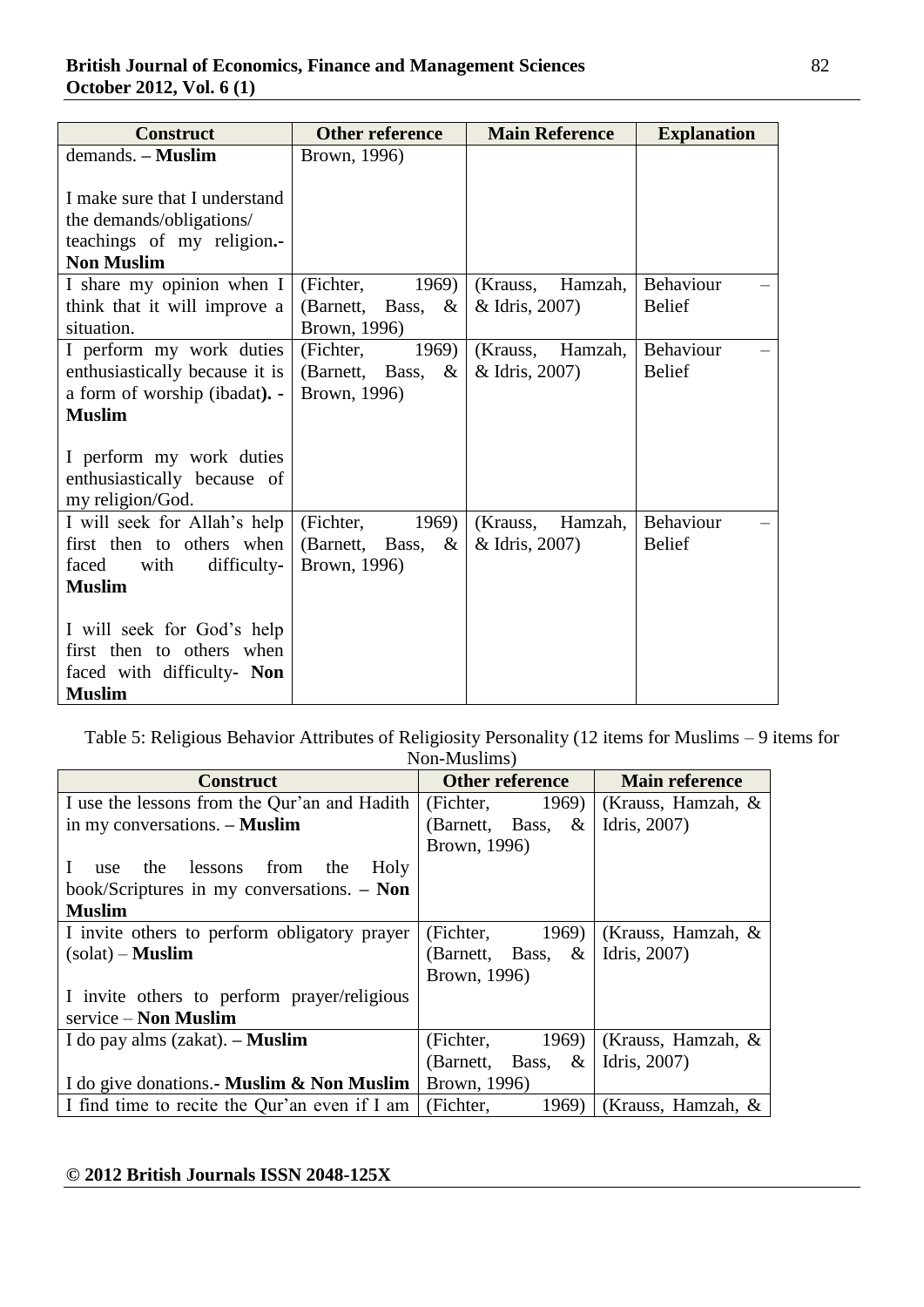| Construct | Other reference | Main Reference | Explanation |
|---|---|---|---|
| demands. – **Muslim**<br><br>I make sure that I understand the demands/obligations/ teachings of my religion.- **Non Muslim** | Brown, 1996) | | |
| I share my opinion when I think that it will improve a situation. | (Fichter, 1969) (Barnett, Bass, & Brown, 1996) | (Krauss, Hamzah, & Idris, 2007) | Behaviour – Belief |
| I perform my work duties enthusiastically because it is a form of worship (ibadat). - **Muslim**<br><br>I perform my work duties enthusiastically because of my religion/God. | (Fichter, 1969) (Barnett, Bass, & Brown, 1996) | (Krauss, Hamzah, & Idris, 2007) | Behaviour – Belief |
| I will seek for Allah's help first then to others when faced with difficulty- **Muslim**<br><br>I will seek for God's help first then to others when faced with difficulty- **Non Muslim** | (Fichter, 1969) (Barnett, Bass, & Brown, 1996) | (Krauss, Hamzah, & Idris, 2007) | Behaviour – Belief |

Table 5: Religious Behavior Attributes of Religiosity Personality (12 items for Muslims – 9 items for Non-Muslims)

| Construct | Other reference | Main reference |
|---|---|---|
| I use the lessons from the Qur'an and Hadith in my conversations. – **Muslim**<br><br>I use the lessons from the Holy book/Scriptures in my conversations. – **Non Muslim** | (Fichter, 1969) (Barnett, Bass, & Brown, 1996) | (Krauss, Hamzah, & Idris, 2007) |
| I invite others to perform obligatory prayer (solat) – **Muslim**<br><br>I invite others to perform prayer/religious service – **Non Muslim** | (Fichter, 1969) (Barnett, Bass, & Brown, 1996) | (Krauss, Hamzah, & Idris, 2007) |
| I do pay alms (zakat). – **Muslim**<br><br>I do give donations.- **Muslim & Non Muslim** | (Fichter, 1969) (Barnett, Bass, & Brown, 1996) | (Krauss, Hamzah, & Idris, 2007) |
| I find time to recite the Qur'an even if I am | (Fichter, 1969) | (Krauss, Hamzah, & |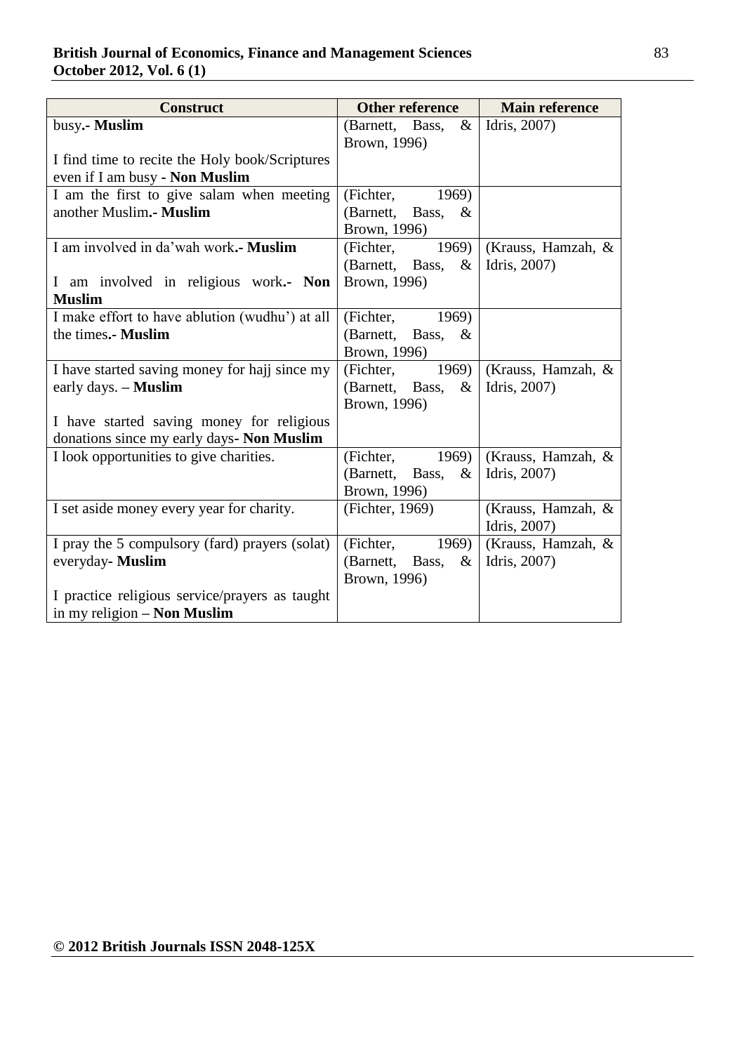| Construct | Other reference | Main reference |
|---|---|---|
| busy.- **Muslim**<br><br>I find time to recite the Holy book/Scriptures even if I am busy - **Non Muslim** | (Barnett, Bass, & Brown, 1996) | Idris, 2007) |
| I am the first to give salam when meeting another Muslim.- **Muslim** | (Fichter, 1969) (Barnett, Bass, & Brown, 1996) | |
| I am involved in da'wah work.- **Muslim**<br><br>I am involved in religious work.- **Non Muslim** | (Fichter, 1969) (Barnett, Bass, & Brown, 1996) | (Krauss, Hamzah, & Idris, 2007) |
| I make effort to have ablution (wudhu') at all the times.- **Muslim** | (Fichter, 1969) (Barnett, Bass, & Brown, 1996) | |
| I have started saving money for hajj since my early days. – **Muslim**<br><br>I have started saving money for religious donations since my early days- **Non Muslim** | (Fichter, 1969) (Barnett, Bass, & Brown, 1996) | (Krauss, Hamzah, & Idris, 2007) |
| I look opportunities to give charities. | (Fichter, 1969) (Barnett, Bass, & Brown, 1996) | (Krauss, Hamzah, & Idris, 2007) |
| I set aside money every year for charity. | (Fichter, 1969) | (Krauss, Hamzah, & Idris, 2007) |
| I pray the 5 compulsory (fard) prayers (solat) everyday- **Muslim**<br><br>I practice religious service/prayers as taught in my religion – **Non Muslim** | (Fichter, 1969) (Barnett, Bass, & Brown, 1996) | (Krauss, Hamzah, & Idris, 2007) |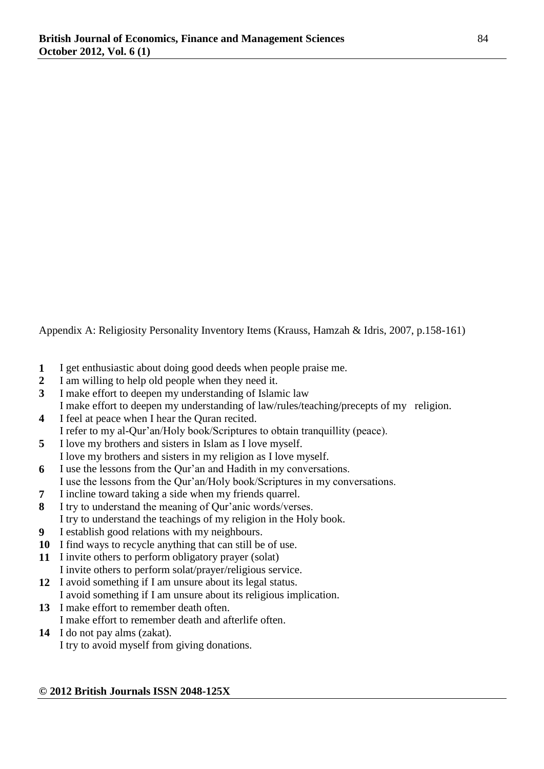Appendix A: Religiosity Personality Inventory Items (Krauss, Hamzah & Idris, 2007, p.158-161)

**1** I get enthusiastic about doing good deeds when people praise me.
**2** I am willing to help old people when they need it.
**3** I make effort to deepen my understanding of Islamic law
I make effort to deepen my understanding of law/rules/teaching/precepts of my religion.
**4** I feel at peace when I hear the Quran recited.
I refer to my al-Qur'an/Holy book/Scriptures to obtain tranquillity (peace).
**5** I love my brothers and sisters in Islam as I love myself.
I love my brothers and sisters in my religion as I love myself.
**6** I use the lessons from the Qur'an and Hadith in my conversations.
I use the lessons from the Qur'an/Holy book/Scriptures in my conversations.
**7** I incline toward taking a side when my friends quarrel.
**8** I try to understand the meaning of Qur'anic words/verses.
I try to understand the teachings of my religion in the Holy book.
**9** I establish good relations with my neighbours.
**10** I find ways to recycle anything that can still be of use.
**11** I invite others to perform obligatory prayer (solat)
I invite others to perform solat/prayer/religious service.
**12** I avoid something if I am unsure about its legal status.
I avoid something if I am unsure about its religious implication.
**13** I make effort to remember death often.
I make effort to remember death and afterlife often.
**14** I do not pay alms (zakat).
I try to avoid myself from giving donations.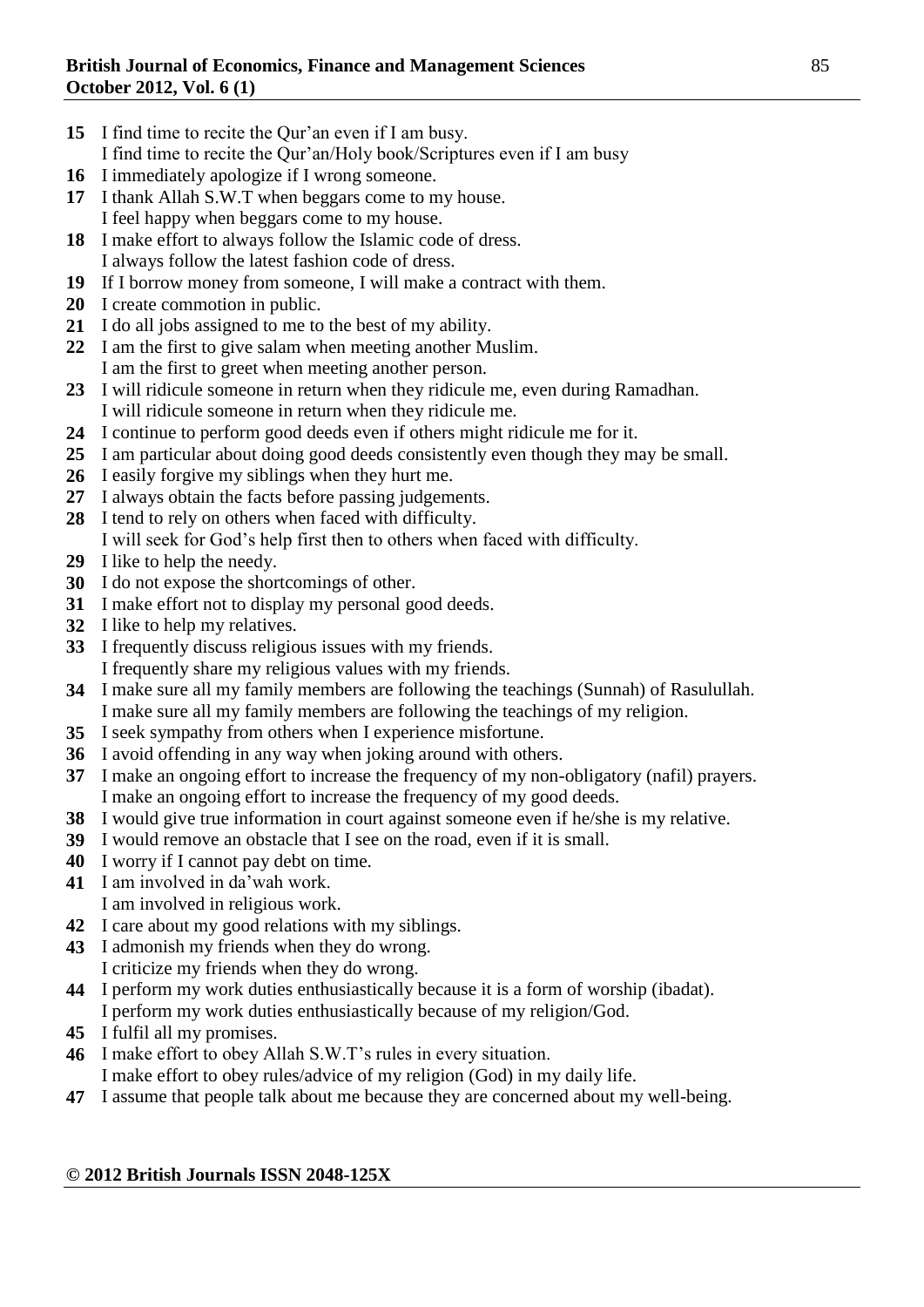**15** I find time to recite the Qur'an even if I am busy.
I find time to recite the Qur'an/Holy book/Scriptures even if I am busy

**16** I immediately apologize if I wrong someone.

**17** I thank Allah S.W.T when beggars come to my house.
I feel happy when beggars come to my house.

**18** I make effort to always follow the Islamic code of dress.
I always follow the latest fashion code of dress.

**19** If I borrow money from someone, I will make a contract with them.

**20** I create commotion in public.

**21** I do all jobs assigned to me to the best of my ability.

**22** I am the first to give salam when meeting another Muslim.
I am the first to greet when meeting another person.

**23** I will ridicule someone in return when they ridicule me, even during Ramadhan.
I will ridicule someone in return when they ridicule me.

**24** I continue to perform good deeds even if others might ridicule me for it.

**25** I am particular about doing good deeds consistently even though they may be small.

**26** I easily forgive my siblings when they hurt me.

**27** I always obtain the facts before passing judgements.

**28** I tend to rely on others when faced with difficulty.
I will seek for God's help first then to others when faced with difficulty.

**29** I like to help the needy.

**30** I do not expose the shortcomings of other.

**31** I make effort not to display my personal good deeds.

**32** I like to help my relatives.

**33** I frequently discuss religious issues with my friends.
I frequently share my religious values with my friends.

**34** I make sure all my family members are following the teachings (Sunnah) of Rasulullah.
I make sure all my family members are following the teachings of my religion.

**35** I seek sympathy from others when I experience misfortune.

**36** I avoid offending in any way when joking around with others.

**37** I make an ongoing effort to increase the frequency of my non-obligatory (nafil) prayers.
I make an ongoing effort to increase the frequency of my good deeds.

**38** I would give true information in court against someone even if he/she is my relative.

**39** I would remove an obstacle that I see on the road, even if it is small.

**40** I worry if I cannot pay debt on time.

**41** I am involved in da'wah work.
I am involved in religious work.

**42** I care about my good relations with my siblings.

**43** I admonish my friends when they do wrong.
I criticize my friends when they do wrong.

**44** I perform my work duties enthusiastically because it is a form of worship (ibadat).
I perform my work duties enthusiastically because of my religion/God.

**45** I fulfil all my promises.

**46** I make effort to obey Allah S.W.T's rules in every situation.
I make effort to obey rules/advice of my religion (God) in my daily life.

**47** I assume that people talk about me because they are concerned about my well-being.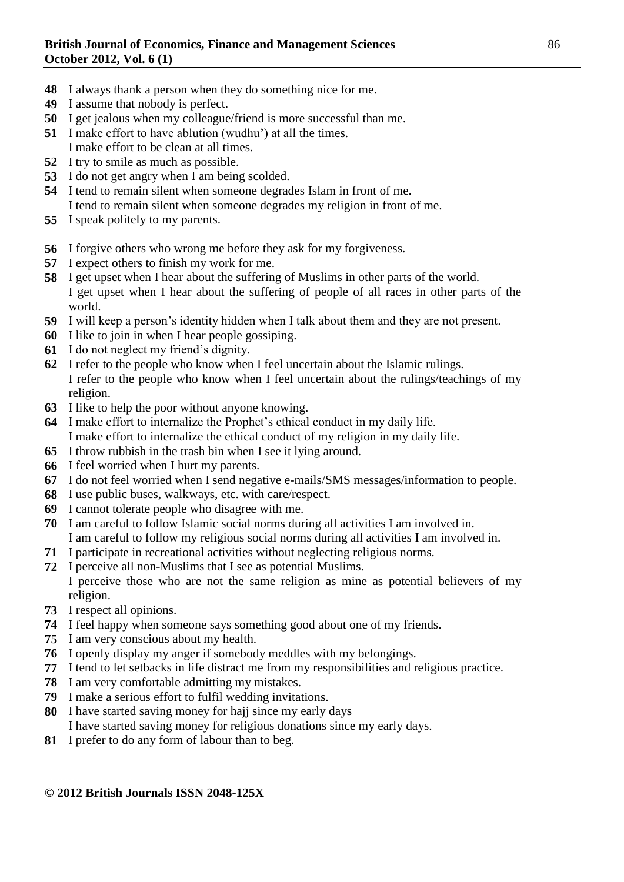**48** I always thank a person when they do something nice for me.
**49** I assume that nobody is perfect.
**50** I get jealous when my colleague/friend is more successful than me.
**51** I make effort to have ablution (wudhu') at all the times.
I make effort to be clean at all times.
**52** I try to smile as much as possible.
**53** I do not get angry when I am being scolded.
**54** I tend to remain silent when someone degrades Islam in front of me.
I tend to remain silent when someone degrades my religion in front of me.
**55** I speak politely to my parents.

**56** I forgive others who wrong me before they ask for my forgiveness.
**57** I expect others to finish my work for me.
**58** I get upset when I hear about the suffering of Muslims in other parts of the world.
I get upset when I hear about the suffering of people of all races in other parts of the world.
**59** I will keep a person's identity hidden when I talk about them and they are not present.
**60** I like to join in when I hear people gossiping.
**61** I do not neglect my friend's dignity.
**62** I refer to the people who know when I feel uncertain about the Islamic rulings.
I refer to the people who know when I feel uncertain about the rulings/teachings of my religion.
**63** I like to help the poor without anyone knowing.
**64** I make effort to internalize the Prophet's ethical conduct in my daily life.
I make effort to internalize the ethical conduct of my religion in my daily life.
**65** I throw rubbish in the trash bin when I see it lying around.
**66** I feel worried when I hurt my parents.
**67** I do not feel worried when I send negative e-mails/SMS messages/information to people.
**68** I use public buses, walkways, etc. with care/respect.
**69** I cannot tolerate people who disagree with me.
**70** I am careful to follow Islamic social norms during all activities I am involved in.
I am careful to follow my religious social norms during all activities I am involved in.
**71** I participate in recreational activities without neglecting religious norms.
**72** I perceive all non-Muslims that I see as potential Muslims.
I perceive those who are not the same religion as mine as potential believers of my religion.
**73** I respect all opinions.
**74** I feel happy when someone says something good about one of my friends.
**75** I am very conscious about my health.
**76** I openly display my anger if somebody meddles with my belongings.
**77** I tend to let setbacks in life distract me from my responsibilities and religious practice.
**78** I am very comfortable admitting my mistakes.
**79** I make a serious effort to fulfil wedding invitations.
**80** I have started saving money for hajj since my early days
I have started saving money for religious donations since my early days.
**81** I prefer to do any form of labour than to beg.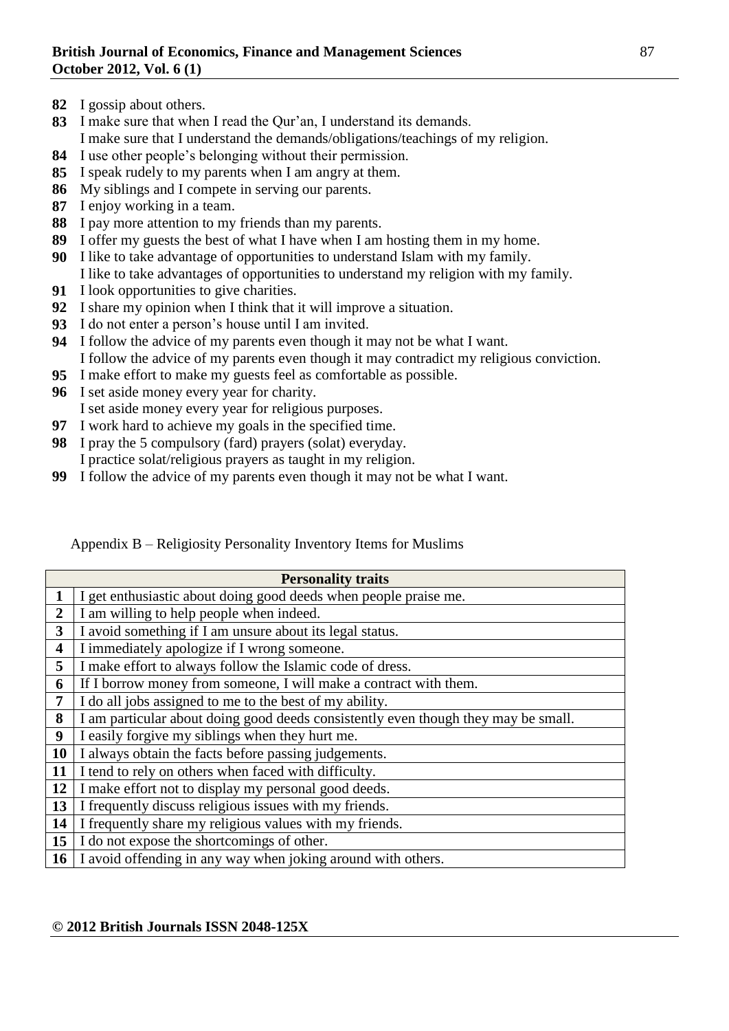**82** I gossip about others.

**83** I make sure that when I read the Qur'an, I understand its demands.
I make sure that I understand the demands/obligations/teachings of my religion.

**84** I use other people's belonging without their permission.

**85** I speak rudely to my parents when I am angry at them.

**86** My siblings and I compete in serving our parents.

**87** I enjoy working in a team.

**88** I pay more attention to my friends than my parents.

**89** I offer my guests the best of what I have when I am hosting them in my home.

**90** I like to take advantage of opportunities to understand Islam with my family.
I like to take advantages of opportunities to understand my religion with my family.

**91** I look opportunities to give charities.

**92** I share my opinion when I think that it will improve a situation.

**93** I do not enter a person's house until I am invited.

**94** I follow the advice of my parents even though it may not be what I want.
I follow the advice of my parents even though it may contradict my religious conviction.

**95** I make effort to make my guests feel as comfortable as possible.

**96** I set aside money every year for charity.
I set aside money every year for religious purposes.

**97** I work hard to achieve my goals in the specified time.

**98** I pray the 5 compulsory (fard) prayers (solat) everyday.
I practice solat/religious prayers as taught in my religion.

**99** I follow the advice of my parents even though it may not be what I want.

Appendix B – Religiosity Personality Inventory Items for Muslims

| | **Personality traits** |
|---|---|
| **1** | I get enthusiastic about doing good deeds when people praise me. |
| **2** | I am willing to help people when indeed. |
| **3** | I avoid something if I am unsure about its legal status. |
| **4** | I immediately apologize if I wrong someone. |
| **5** | I make effort to always follow the Islamic code of dress. |
| **6** | If I borrow money from someone, I will make a contract with them. |
| **7** | I do all jobs assigned to me to the best of my ability. |
| **8** | I am particular about doing good deeds consistently even though they may be small. |
| **9** | I easily forgive my siblings when they hurt me. |
| **10** | I always obtain the facts before passing judgements. |
| **11** | I tend to rely on others when faced with difficulty. |
| **12** | I make effort not to display my personal good deeds. |
| **13** | I frequently discuss religious issues with my friends. |
| **14** | I frequently share my religious values with my friends. |
| **15** | I do not expose the shortcomings of other. |
| **16** | I avoid offending in any way when joking around with others. |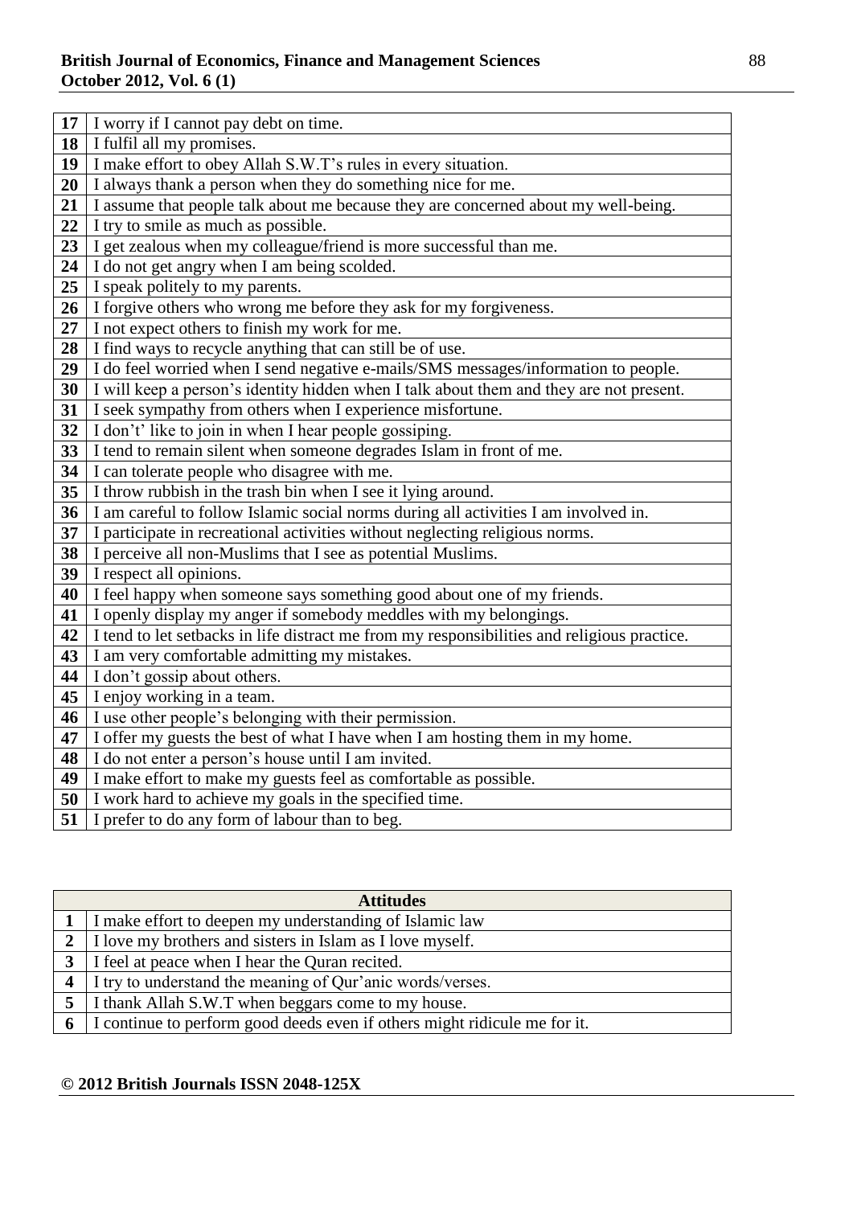| | |
|---|---|
| 17 | I worry if I cannot pay debt on time. |
| 18 | I fulfil all my promises. |
| 19 | I make effort to obey Allah S.W.T's rules in every situation. |
| 20 | I always thank a person when they do something nice for me. |
| 21 | I assume that people talk about me because they are concerned about my well-being. |
| 22 | I try to smile as much as possible. |
| 23 | I get zealous when my colleague/friend is more successful than me. |
| 24 | I do not get angry when I am being scolded. |
| 25 | I speak politely to my parents. |
| 26 | I forgive others who wrong me before they ask for my forgiveness. |
| 27 | I not expect others to finish my work for me. |
| 28 | I find ways to recycle anything that can still be of use. |
| 29 | I do feel worried when I send negative e-mails/SMS messages/information to people. |
| 30 | I will keep a person's identity hidden when I talk about them and they are not present. |
| 31 | I seek sympathy from others when I experience misfortune. |
| 32 | I don't' like to join in when I hear people gossiping. |
| 33 | I tend to remain silent when someone degrades Islam in front of me. |
| 34 | I can tolerate people who disagree with me. |
| 35 | I throw rubbish in the trash bin when I see it lying around. |
| 36 | I am careful to follow Islamic social norms during all activities I am involved in. |
| 37 | I participate in recreational activities without neglecting religious norms. |
| 38 | I perceive all non-Muslims that I see as potential Muslims. |
| 39 | I respect all opinions. |
| 40 | I feel happy when someone says something good about one of my friends. |
| 41 | I openly display my anger if somebody meddles with my belongings. |
| 42 | I tend to let setbacks in life distract me from my responsibilities and religious practice. |
| 43 | I am very comfortable admitting my mistakes. |
| 44 | I don't gossip about others. |
| 45 | I enjoy working in a team. |
| 46 | I use other people's belonging with their permission. |
| 47 | I offer my guests the best of what I have when I am hosting them in my home. |
| 48 | I do not enter a person's house until I am invited. |
| 49 | I make effort to make my guests feel as comfortable as possible. |
| 50 | I work hard to achieve my goals in the specified time. |
| 51 | I prefer to do any form of labour than to beg. |

| | **Attitudes** |
|---|---|
| 1 | I make effort to deepen my understanding of Islamic law |
| 2 | I love my brothers and sisters in Islam as I love myself. |
| 3 | I feel at peace when I hear the Quran recited. |
| 4 | I try to understand the meaning of Qur'anic words/verses. |
| 5 | I thank Allah S.W.T when beggars come to my house. |
| 6 | I continue to perform good deeds even if others might ridicule me for it. |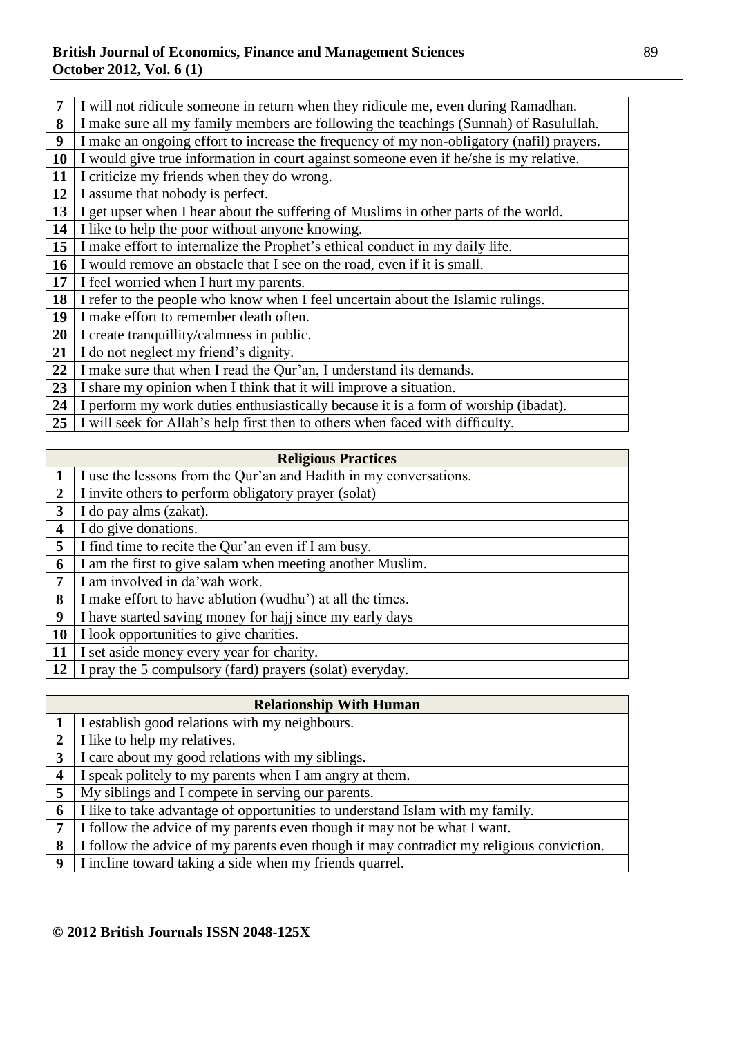| | |
|---|---|
| 7 | I will not ridicule someone in return when they ridicule me, even during Ramadhan. |
| 8 | I make sure all my family members are following the teachings (Sunnah) of Rasulullah. |
| 9 | I make an ongoing effort to increase the frequency of my non-obligatory (nafil) prayers. |
| 10 | I would give true information in court against someone even if he/she is my relative. |
| 11 | I criticize my friends when they do wrong. |
| 12 | I assume that nobody is perfect. |
| 13 | I get upset when I hear about the suffering of Muslims in other parts of the world. |
| 14 | I like to help the poor without anyone knowing. |
| 15 | I make effort to internalize the Prophet's ethical conduct in my daily life. |
| 16 | I would remove an obstacle that I see on the road, even if it is small. |
| 17 | I feel worried when I hurt my parents. |
| 18 | I refer to the people who know when I feel uncertain about the Islamic rulings. |
| 19 | I make effort to remember death often. |
| 20 | I create tranquillity/calmness in public. |
| 21 | I do not neglect my friend's dignity. |
| 22 | I make sure that when I read the Qur'an, I understand its demands. |
| 23 | I share my opinion when I think that it will improve a situation. |
| 24 | I perform my work duties enthusiastically because it is a form of worship (ibadat). |
| 25 | I will seek for Allah's help first then to others when faced with difficulty. |

| | **Religious Practices** |
|---|---|
| 1 | I use the lessons from the Qur'an and Hadith in my conversations. |
| 2 | I invite others to perform obligatory prayer (solat) |
| 3 | I do pay alms (zakat). |
| 4 | I do give donations. |
| 5 | I find time to recite the Qur'an even if I am busy. |
| 6 | I am the first to give salam when meeting another Muslim. |
| 7 | I am involved in da'wah work. |
| 8 | I make effort to have ablution (wudhu') at all the times. |
| 9 | I have started saving money for hajj since my early days |
| 10 | I look opportunities to give charities. |
| 11 | I set aside money every year for charity. |
| 12 | I pray the 5 compulsory (fard) prayers (solat) everyday. |

| | **Relationship With Human** |
|---|---|
| 1 | I establish good relations with my neighbours. |
| 2 | I like to help my relatives. |
| 3 | I care about my good relations with my siblings. |
| 4 | I speak politely to my parents when I am angry at them. |
| 5 | My siblings and I compete in serving our parents. |
| 6 | I like to take advantage of opportunities to understand Islam with my family. |
| 7 | I follow the advice of my parents even though it may not be what I want. |
| 8 | I follow the advice of my parents even though it may contradict my religious conviction. |
| 9 | I incline toward taking a side when my friends quarrel. |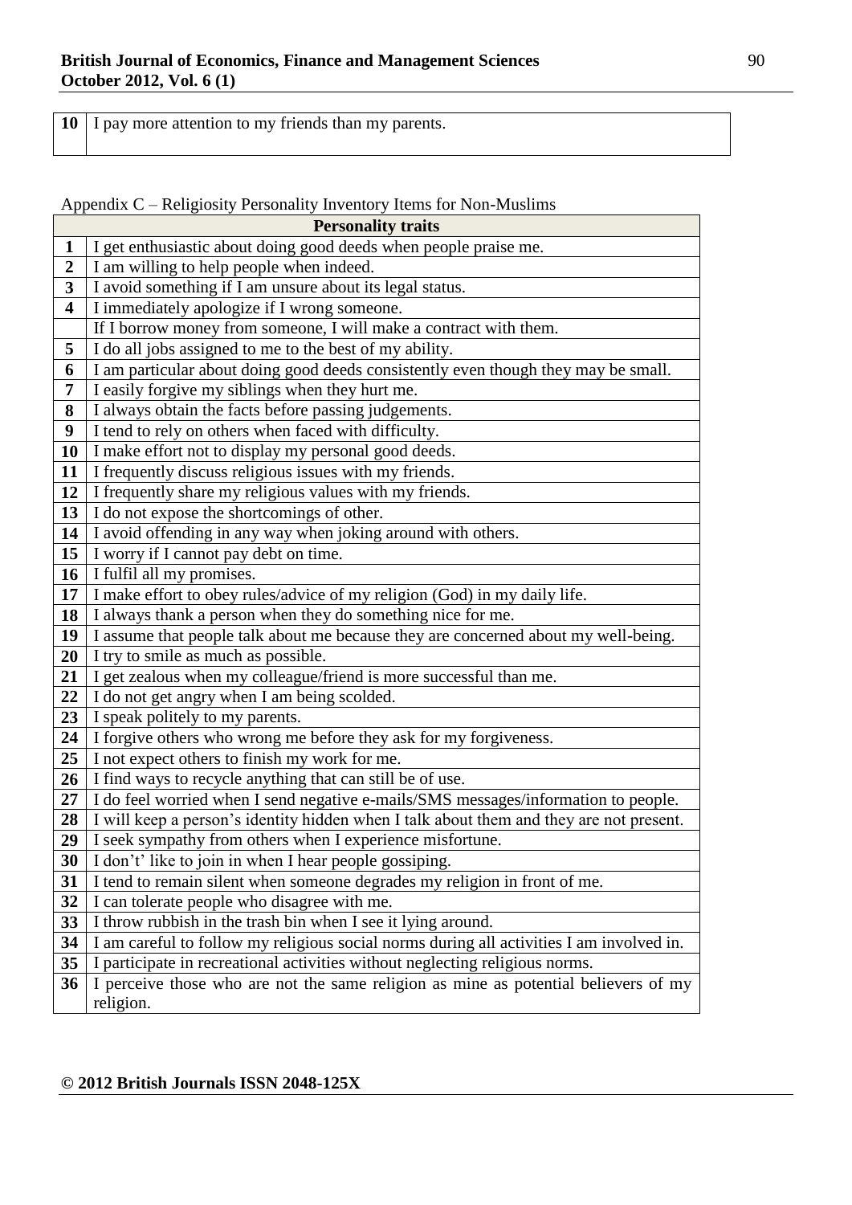| 10 | I pay more attention to my friends than my parents. |
|---|---|

Appendix C – Religiosity Personality Inventory Items for Non-Muslims

| | Personality traits |
|---|---|
| 1 | I get enthusiastic about doing good deeds when people praise me. |
| 2 | I am willing to help people when indeed. |
| 3 | I avoid something if I am unsure about its legal status. |
| 4 | I immediately apologize if I wrong someone. |
| | If I borrow money from someone, I will make a contract with them. |
| 5 | I do all jobs assigned to me to the best of my ability. |
| 6 | I am particular about doing good deeds consistently even though they may be small. |
| 7 | I easily forgive my siblings when they hurt me. |
| 8 | I always obtain the facts before passing judgements. |
| 9 | I tend to rely on others when faced with difficulty. |
| 10 | I make effort not to display my personal good deeds. |
| 11 | I frequently discuss religious issues with my friends. |
| 12 | I frequently share my religious values with my friends. |
| 13 | I do not expose the shortcomings of other. |
| 14 | I avoid offending in any way when joking around with others. |
| 15 | I worry if I cannot pay debt on time. |
| 16 | I fulfil all my promises. |
| 17 | I make effort to obey rules/advice of my religion (God) in my daily life. |
| 18 | I always thank a person when they do something nice for me. |
| 19 | I assume that people talk about me because they are concerned about my well-being. |
| 20 | I try to smile as much as possible. |
| 21 | I get zealous when my colleague/friend is more successful than me. |
| 22 | I do not get angry when I am being scolded. |
| 23 | I speak politely to my parents. |
| 24 | I forgive others who wrong me before they ask for my forgiveness. |
| 25 | I not expect others to finish my work for me. |
| 26 | I find ways to recycle anything that can still be of use. |
| 27 | I do feel worried when I send negative e-mails/SMS messages/information to people. |
| 28 | I will keep a person's identity hidden when I talk about them and they are not present. |
| 29 | I seek sympathy from others when I experience misfortune. |
| 30 | I don't' like to join in when I hear people gossiping. |
| 31 | I tend to remain silent when someone degrades my religion in front of me. |
| 32 | I can tolerate people who disagree with me. |
| 33 | I throw rubbish in the trash bin when I see it lying around. |
| 34 | I am careful to follow my religious social norms during all activities I am involved in. |
| 35 | I participate in recreational activities without neglecting religious norms. |
| 36 | I perceive those who are not the same religion as mine as potential believers of my religion. |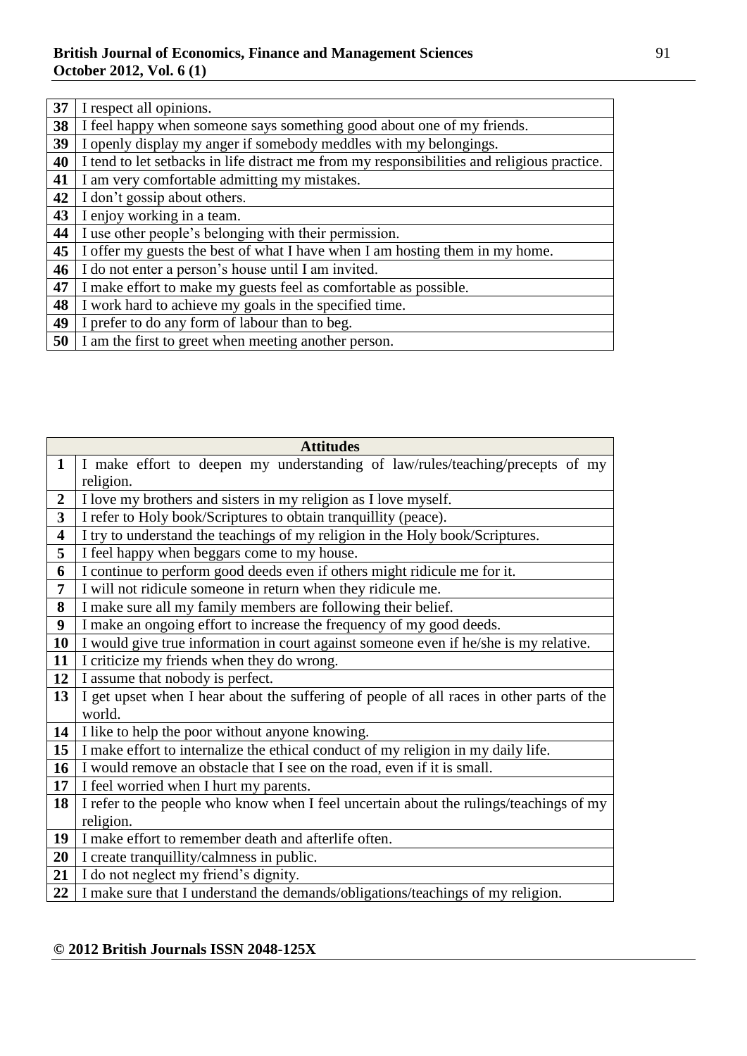| | |
|---|---|
| 37 | I respect all opinions. |
| 38 | I feel happy when someone says something good about one of my friends. |
| 39 | I openly display my anger if somebody meddles with my belongings. |
| 40 | I tend to let setbacks in life distract me from my responsibilities and religious practice. |
| 41 | I am very comfortable admitting my mistakes. |
| 42 | I don't gossip about others. |
| 43 | I enjoy working in a team. |
| 44 | I use other people's belonging with their permission. |
| 45 | I offer my guests the best of what I have when I am hosting them in my home. |
| 46 | I do not enter a person's house until I am invited. |
| 47 | I make effort to make my guests feel as comfortable as possible. |
| 48 | I work hard to achieve my goals in the specified time. |
| 49 | I prefer to do any form of labour than to beg. |
| 50 | I am the first to greet when meeting another person. |

| | Attitudes |
|---|---|
| 1 | I make effort to deepen my understanding of law/rules/teaching/precepts of my religion. |
| 2 | I love my brothers and sisters in my religion as I love myself. |
| 3 | I refer to Holy book/Scriptures to obtain tranquillity (peace). |
| 4 | I try to understand the teachings of my religion in the Holy book/Scriptures. |
| 5 | I feel happy when beggars come to my house. |
| 6 | I continue to perform good deeds even if others might ridicule me for it. |
| 7 | I will not ridicule someone in return when they ridicule me. |
| 8 | I make sure all my family members are following their belief. |
| 9 | I make an ongoing effort to increase the frequency of my good deeds. |
| 10 | I would give true information in court against someone even if he/she is my relative. |
| 11 | I criticize my friends when they do wrong. |
| 12 | I assume that nobody is perfect. |
| 13 | I get upset when I hear about the suffering of people of all races in other parts of the world. |
| 14 | I like to help the poor without anyone knowing. |
| 15 | I make effort to internalize the ethical conduct of my religion in my daily life. |
| 16 | I would remove an obstacle that I see on the road, even if it is small. |
| 17 | I feel worried when I hurt my parents. |
| 18 | I refer to the people who know when I feel uncertain about the rulings/teachings of my religion. |
| 19 | I make effort to remember death and afterlife often. |
| 20 | I create tranquillity/calmness in public. |
| 21 | I do not neglect my friend's dignity. |
| 22 | I make sure that I understand the demands/obligations/teachings of my religion. |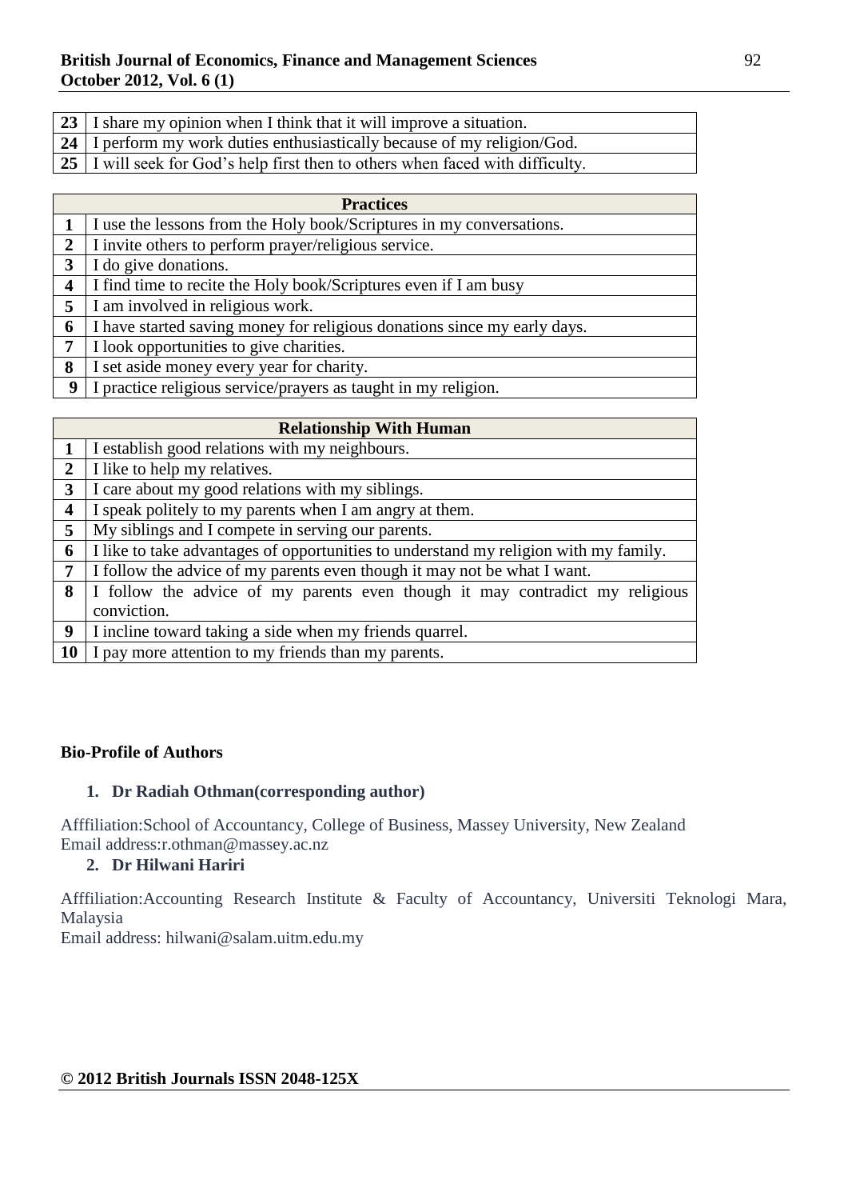| | |
|---|---|
| **23** | I share my opinion when I think that it will improve a situation. |
| **24** | I perform my work duties enthusiastically because of my religion/God. |
| **25** | I will seek for God's help first then to others when faced with difficulty. |

| | **Practices** |
|---|---|
| **1** | I use the lessons from the Holy book/Scriptures in my conversations. |
| **2** | I invite others to perform prayer/religious service. |
| **3** | I do give donations. |
| **4** | I find time to recite the Holy book/Scriptures even if I am busy |
| **5** | I am involved in religious work. |
| **6** | I have started saving money for religious donations since my early days. |
| **7** | I look opportunities to give charities. |
| **8** | I set aside money every year for charity. |
| **9** | I practice religious service/prayers as taught in my religion. |

| | **Relationship With Human** |
|---|---|
| **1** | I establish good relations with my neighbours. |
| **2** | I like to help my relatives. |
| **3** | I care about my good relations with my siblings. |
| **4** | I speak politely to my parents when I am angry at them. |
| **5** | My siblings and I compete in serving our parents. |
| **6** | I like to take advantages of opportunities to understand my religion with my family. |
| **7** | I follow the advice of my parents even though it may not be what I want. |
| **8** | I follow the advice of my parents even though it may contradict my religious conviction. |
| **9** | I incline toward taking a side when my friends quarrel. |
| **10** | I pay more attention to my friends than my parents. |

**Bio-Profile of Authors**

1. **Dr Radiah Othman(corresponding author)**

Afffiliation:School of Accountancy, College of Business, Massey University, New Zealand
Email address:r.othman@massey.ac.nz

2. **Dr Hilwani Hariri**

Afffiliation:Accounting Research Institute & Faculty of Accountancy, Universiti Teknologi Mara, Malaysia
Email address: hilwani@salam.uitm.edu.my